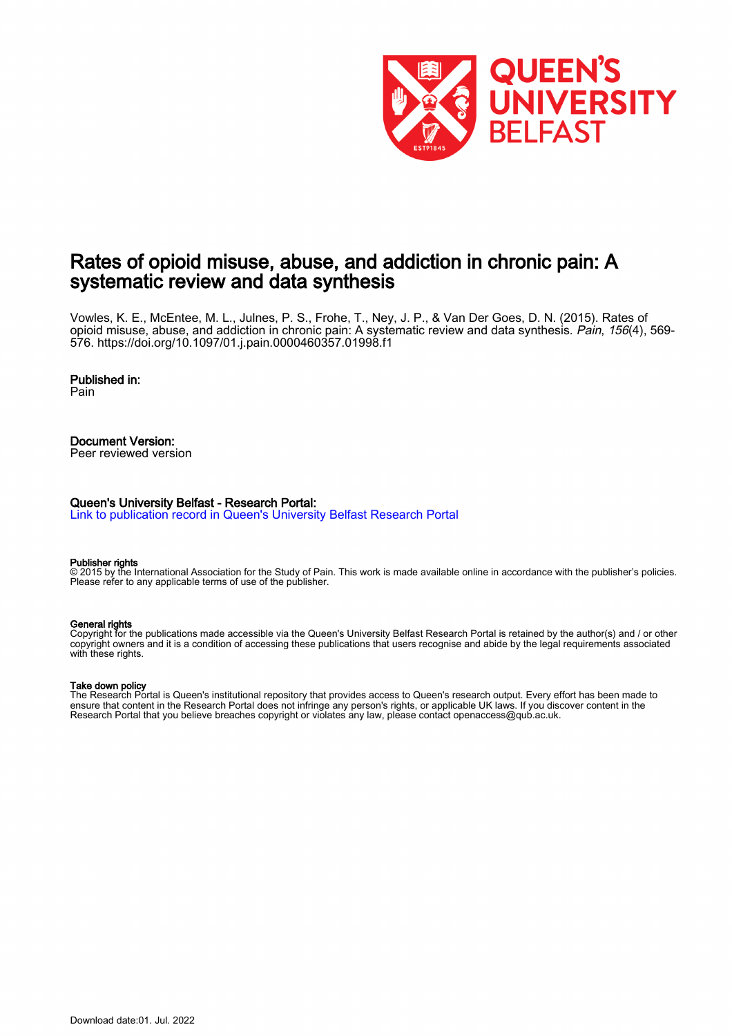# Rates of opioid misuse, abuse, and addiction in chronic pain: A systematic review and data synthesis

Vowles, K. E., McEntee, M. L., Julnes, P. S., Frohe, T., Ney, J. P., & Van Der Goes, D. N. (2015). Rates of opioid misuse, abuse, and addiction in chronic pain: A systematic review and data synthesis. *Pain*, *156*(4), 569-576. https://doi.org/10.1097/01.j.pain.0000460357.01998.f1

**Published in:**
Pain

**Document Version:**
Peer reviewed version

**Queen's University Belfast - Research Portal:**
Link to publication record in Queen's University Belfast Research Portal

**Publisher rights**
© 2015 by the International Association for the Study of Pain. This work is made available online in accordance with the publisher's policies. Please refer to any applicable terms of use of the publisher.

**General rights**
Copyright for the publications made accessible via the Queen's University Belfast Research Portal is retained by the author(s) and / or other copyright owners and it is a condition of accessing these publications that users recognise and abide by the legal requirements associated with these rights.

**Take down policy**
The Research Portal is Queen's institutional repository that provides access to Queen's research output. Every effort has been made to ensure that content in the Research Portal does not infringe any person's rights, or applicable UK laws. If you discover content in the Research Portal that you believe breaches copyright or violates any law, please contact openaccess@qub.ac.uk.

Download date:01. Jul. 2022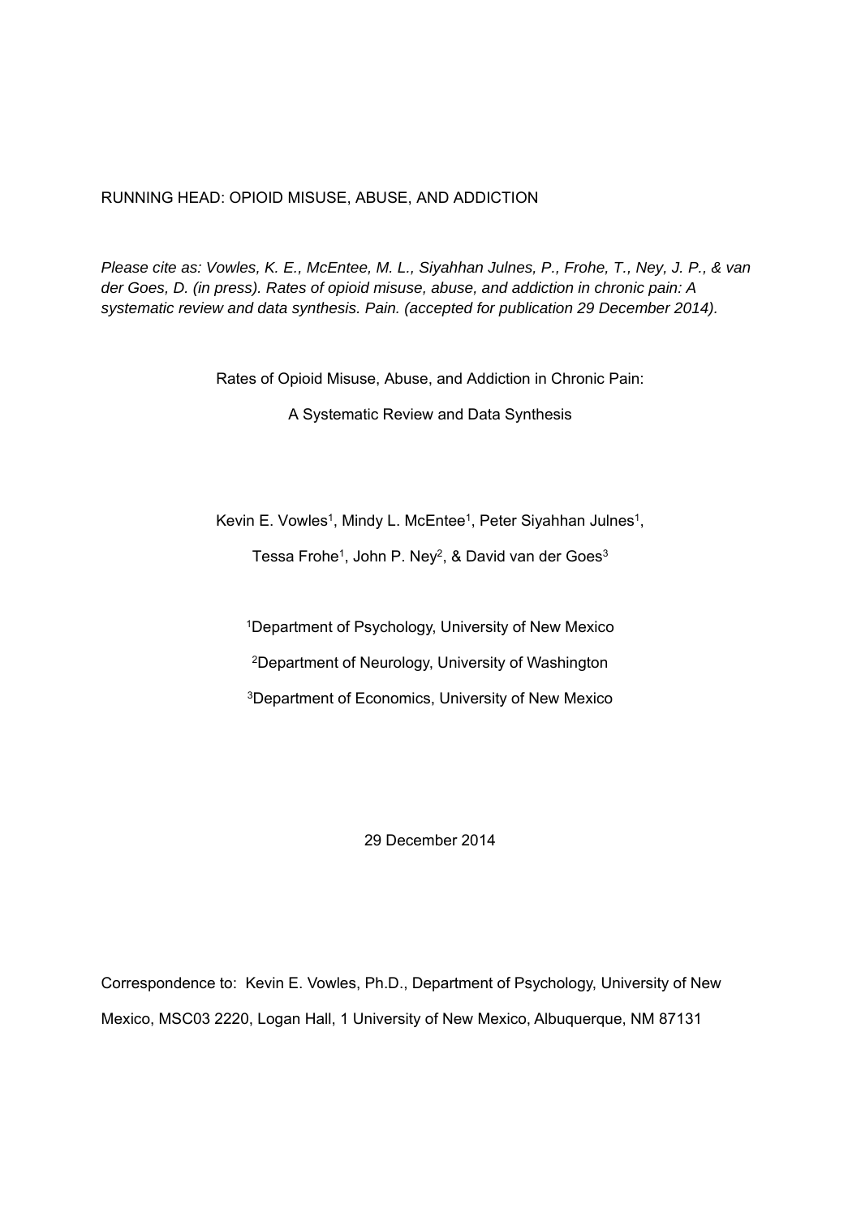RUNNING HEAD: OPIOID MISUSE, ABUSE, AND ADDICTION

*Please cite as: Vowles, K. E., McEntee, M. L., Siyahhan Julnes, P., Frohe, T., Ney, J. P., & van der Goes, D. (in press). Rates of opioid misuse, abuse, and addiction in chronic pain: A systematic review and data synthesis. Pain. (accepted for publication 29 December 2014).*

# Rates of Opioid Misuse, Abuse, and Addiction in Chronic Pain: A Systematic Review and Data Synthesis

Kevin E. Vowles[1], Mindy L. McEntee[1], Peter Siyahhan Julnes[1], Tessa Frohe[1], John P. Ney[2], & David van der Goes[3]

[1]Department of Psychology, University of New Mexico

[2]Department of Neurology, University of Washington

[3]Department of Economics, University of New Mexico

29 December 2014

Correspondence to: Kevin E. Vowles, Ph.D., Department of Psychology, University of New Mexico, MSC03 2220, Logan Hall, 1 University of New Mexico, Albuquerque, NM 87131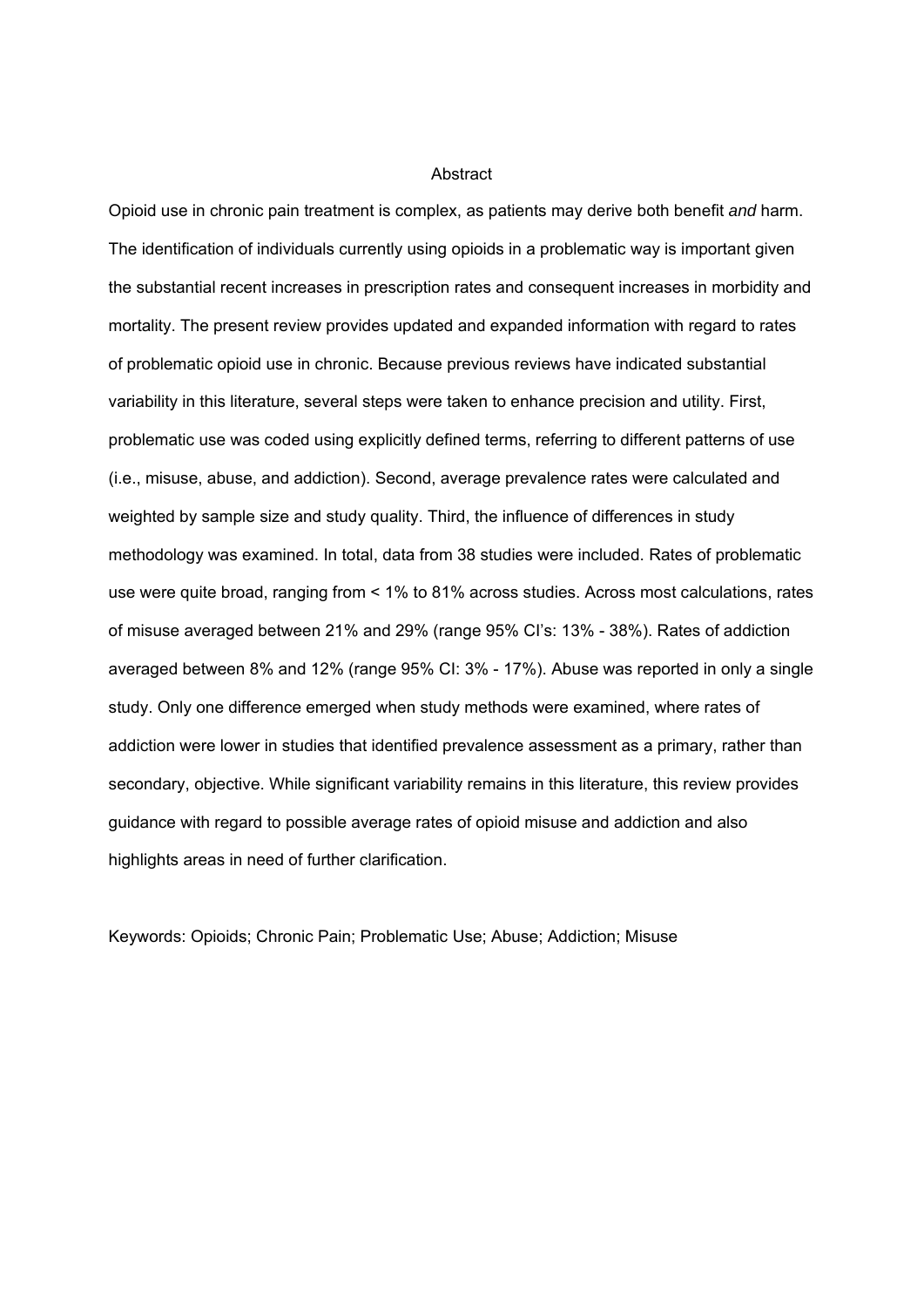# Abstract

Opioid use in chronic pain treatment is complex, as patients may derive both benefit *and* harm. The identification of individuals currently using opioids in a problematic way is important given the substantial recent increases in prescription rates and consequent increases in morbidity and mortality. The present review provides updated and expanded information with regard to rates of problematic opioid use in chronic. Because previous reviews have indicated substantial variability in this literature, several steps were taken to enhance precision and utility. First, problematic use was coded using explicitly defined terms, referring to different patterns of use (i.e., misuse, abuse, and addiction). Second, average prevalence rates were calculated and weighted by sample size and study quality. Third, the influence of differences in study methodology was examined. In total, data from 38 studies were included. Rates of problematic use were quite broad, ranging from < 1% to 81% across studies. Across most calculations, rates of misuse averaged between 21% and 29% (range 95% CI's: 13% - 38%). Rates of addiction averaged between 8% and 12% (range 95% CI: 3% - 17%). Abuse was reported in only a single study. Only one difference emerged when study methods were examined, where rates of addiction were lower in studies that identified prevalence assessment as a primary, rather than secondary, objective. While significant variability remains in this literature, this review provides guidance with regard to possible average rates of opioid misuse and addiction and also highlights areas in need of further clarification.

Keywords: Opioids; Chronic Pain; Problematic Use; Abuse; Addiction; Misuse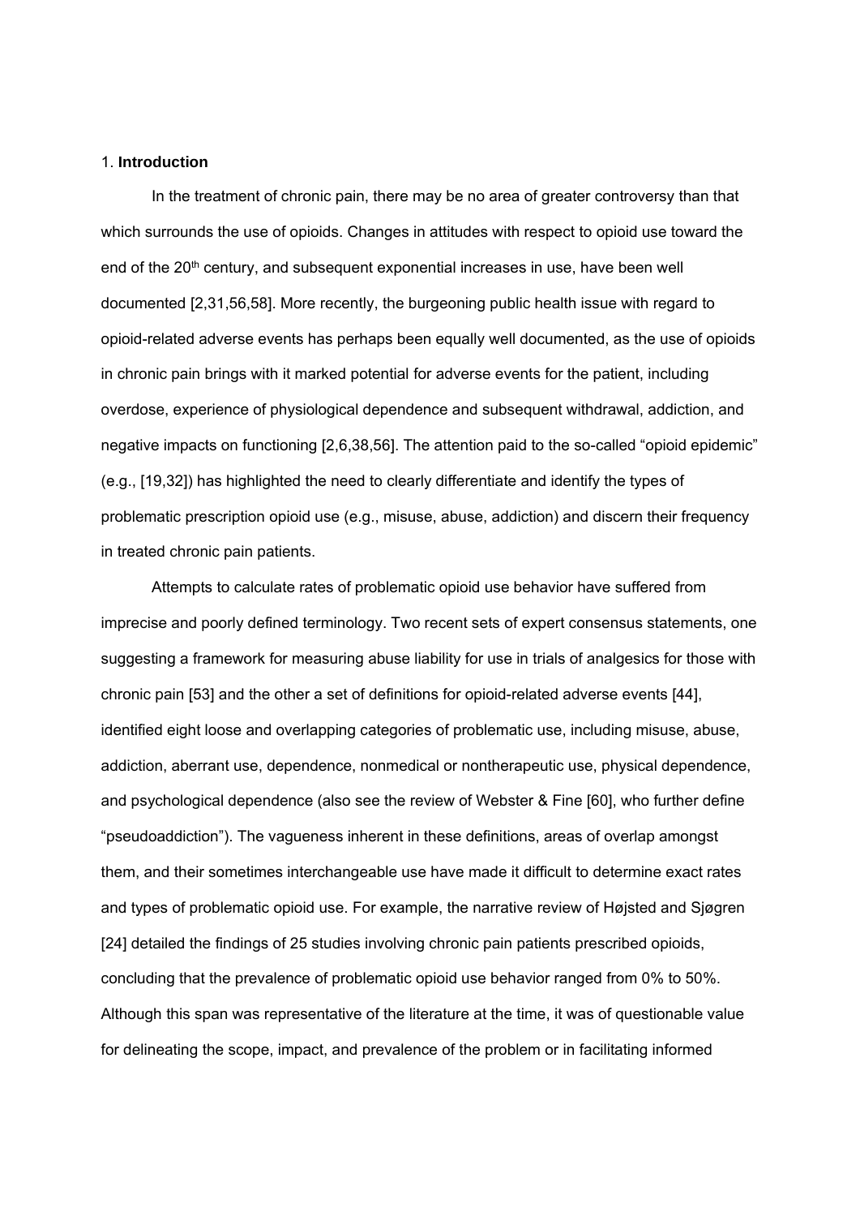## 1. **Introduction**

In the treatment of chronic pain, there may be no area of greater controversy than that which surrounds the use of opioids. Changes in attitudes with respect to opioid use toward the end of the 20$^{th}$ century, and subsequent exponential increases in use, have been well documented [2,31,56,58]. More recently, the burgeoning public health issue with regard to opioid-related adverse events has perhaps been equally well documented, as the use of opioids in chronic pain brings with it marked potential for adverse events for the patient, including overdose, experience of physiological dependence and subsequent withdrawal, addiction, and negative impacts on functioning [2,6,38,56]. The attention paid to the so-called "opioid epidemic" (e.g., [19,32]) has highlighted the need to clearly differentiate and identify the types of problematic prescription opioid use (e.g., misuse, abuse, addiction) and discern their frequency in treated chronic pain patients.

Attempts to calculate rates of problematic opioid use behavior have suffered from imprecise and poorly defined terminology. Two recent sets of expert consensus statements, one suggesting a framework for measuring abuse liability for use in trials of analgesics for those with chronic pain [53] and the other a set of definitions for opioid-related adverse events [44], identified eight loose and overlapping categories of problematic use, including misuse, abuse, addiction, aberrant use, dependence, nonmedical or nontherapeutic use, physical dependence, and psychological dependence (also see the review of Webster & Fine [60], who further define "pseudoaddiction"). The vagueness inherent in these definitions, areas of overlap amongst them, and their sometimes interchangeable use have made it difficult to determine exact rates and types of problematic opioid use. For example, the narrative review of Højsted and Sjøgren [24] detailed the findings of 25 studies involving chronic pain patients prescribed opioids, concluding that the prevalence of problematic opioid use behavior ranged from 0% to 50%. Although this span was representative of the literature at the time, it was of questionable value for delineating the scope, impact, and prevalence of the problem or in facilitating informed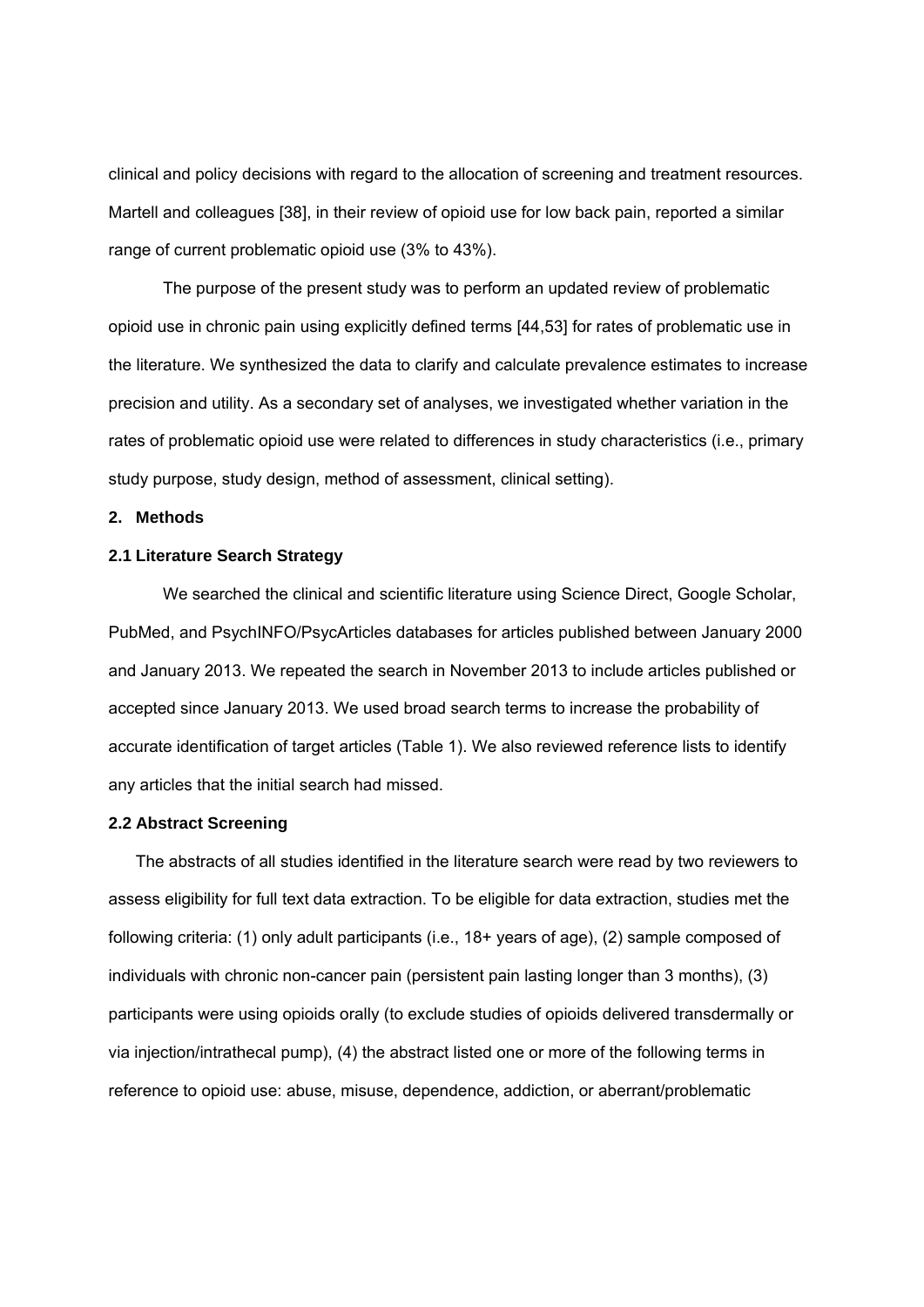clinical and policy decisions with regard to the allocation of screening and treatment resources. Martell and colleagues [38], in their review of opioid use for low back pain, reported a similar range of current problematic opioid use (3% to 43%).

The purpose of the present study was to perform an updated review of problematic opioid use in chronic pain using explicitly defined terms [44,53] for rates of problematic use in the literature. We synthesized the data to clarify and calculate prevalence estimates to increase precision and utility. As a secondary set of analyses, we investigated whether variation in the rates of problematic opioid use were related to differences in study characteristics (i.e., primary study purpose, study design, method of assessment, clinical setting).

## 2. Methods

### 2.1 Literature Search Strategy

We searched the clinical and scientific literature using Science Direct, Google Scholar, PubMed, and PsychINFO/PsycArticles databases for articles published between January 2000 and January 2013. We repeated the search in November 2013 to include articles published or accepted since January 2013. We used broad search terms to increase the probability of accurate identification of target articles (Table 1). We also reviewed reference lists to identify any articles that the initial search had missed.

### 2.2 Abstract Screening

The abstracts of all studies identified in the literature search were read by two reviewers to assess eligibility for full text data extraction. To be eligible for data extraction, studies met the following criteria: (1) only adult participants (i.e., 18+ years of age), (2) sample composed of individuals with chronic non-cancer pain (persistent pain lasting longer than 3 months), (3) participants were using opioids orally (to exclude studies of opioids delivered transdermally or via injection/intrathecal pump), (4) the abstract listed one or more of the following terms in reference to opioid use: abuse, misuse, dependence, addiction, or aberrant/problematic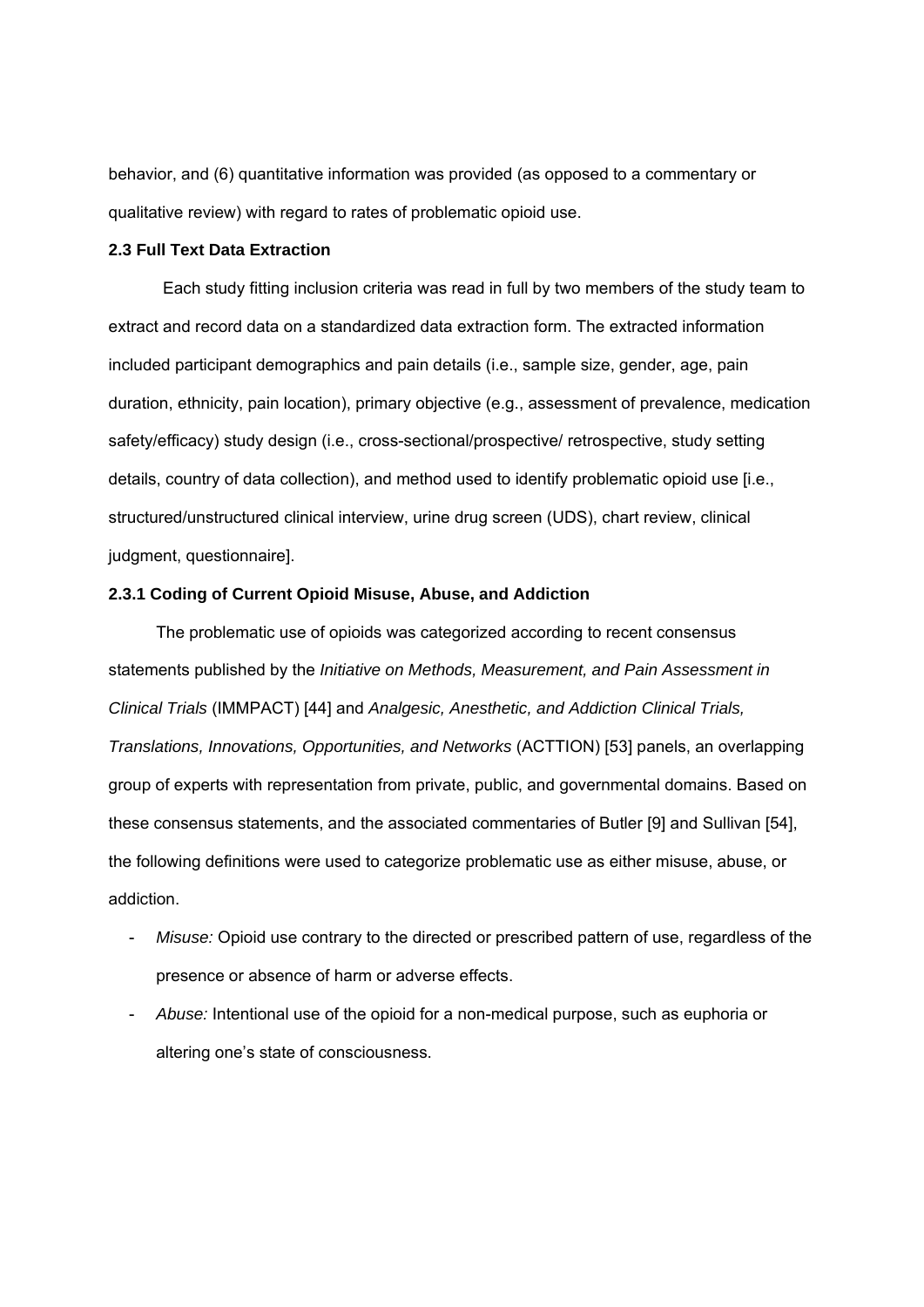behavior, and (6) quantitative information was provided (as opposed to a commentary or qualitative review) with regard to rates of problematic opioid use.

### 2.3 Full Text Data Extraction

Each study fitting inclusion criteria was read in full by two members of the study team to extract and record data on a standardized data extraction form. The extracted information included participant demographics and pain details (i.e., sample size, gender, age, pain duration, ethnicity, pain location), primary objective (e.g., assessment of prevalence, medication safety/efficacy) study design (i.e., cross-sectional/prospective/ retrospective, study setting details, country of data collection), and method used to identify problematic opioid use [i.e., structured/unstructured clinical interview, urine drug screen (UDS), chart review, clinical judgment, questionnaire].

#### 2.3.1 Coding of Current Opioid Misuse, Abuse, and Addiction

The problematic use of opioids was categorized according to recent consensus statements published by the *Initiative on Methods, Measurement, and Pain Assessment in Clinical Trials* (IMMPACT) [44] and *Analgesic, Anesthetic, and Addiction Clinical Trials, Translations, Innovations, Opportunities, and Networks* (ACTTION) [53] panels, an overlapping group of experts with representation from private, public, and governmental domains. Based on these consensus statements, and the associated commentaries of Butler [9] and Sullivan [54], the following definitions were used to categorize problematic use as either misuse, abuse, or addiction.

- *Misuse:* Opioid use contrary to the directed or prescribed pattern of use, regardless of the presence or absence of harm or adverse effects.
- *Abuse:* Intentional use of the opioid for a non-medical purpose, such as euphoria or altering one's state of consciousness.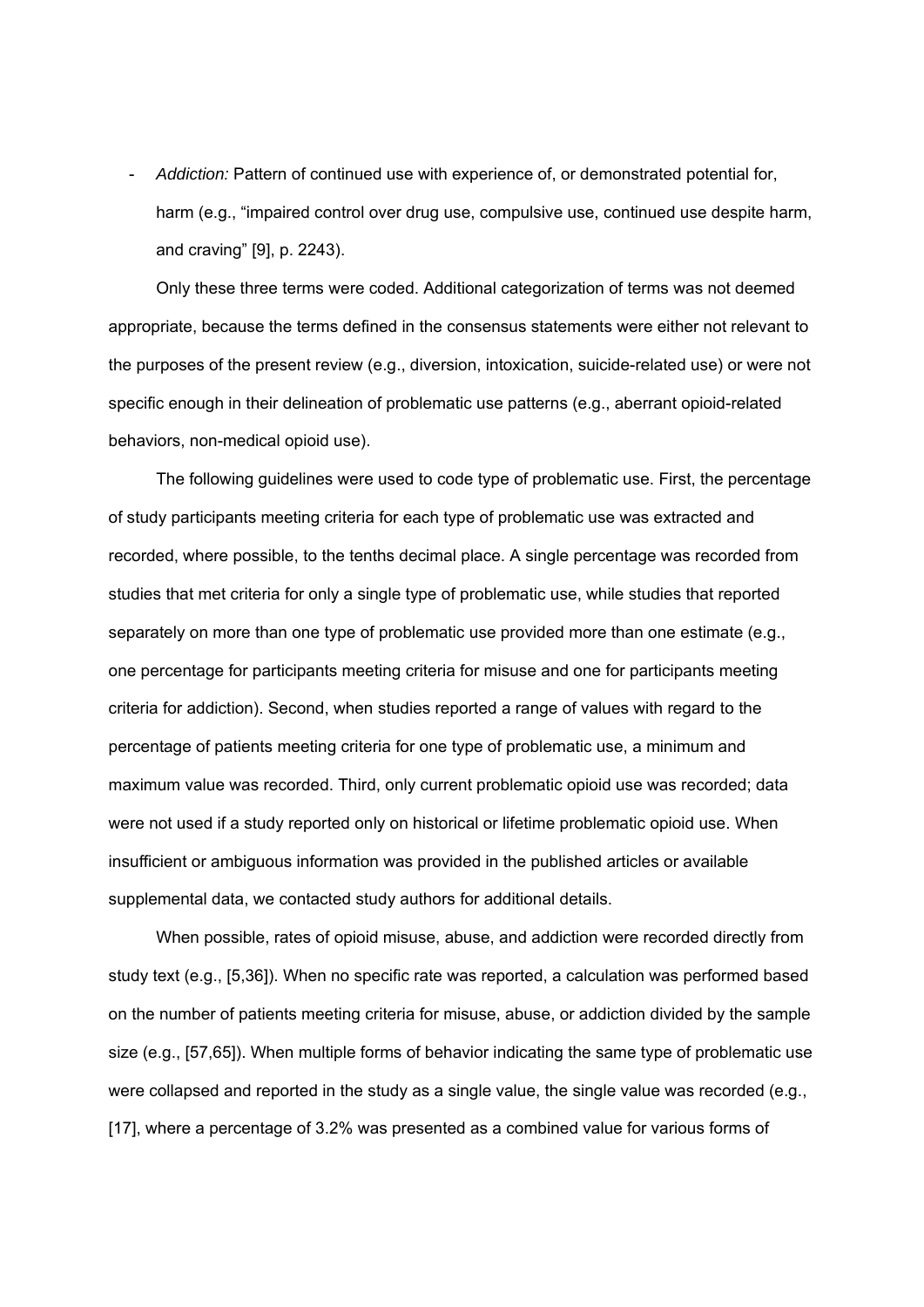- *Addiction:* Pattern of continued use with experience of, or demonstrated potential for, harm (e.g., "impaired control over drug use, compulsive use, continued use despite harm, and craving" [9], p. 2243).

Only these three terms were coded. Additional categorization of terms was not deemed appropriate, because the terms defined in the consensus statements were either not relevant to the purposes of the present review (e.g., diversion, intoxication, suicide-related use) or were not specific enough in their delineation of problematic use patterns (e.g., aberrant opioid-related behaviors, non-medical opioid use).

The following guidelines were used to code type of problematic use. First, the percentage of study participants meeting criteria for each type of problematic use was extracted and recorded, where possible, to the tenths decimal place. A single percentage was recorded from studies that met criteria for only a single type of problematic use, while studies that reported separately on more than one type of problematic use provided more than one estimate (e.g., one percentage for participants meeting criteria for misuse and one for participants meeting criteria for addiction). Second, when studies reported a range of values with regard to the percentage of patients meeting criteria for one type of problematic use, a minimum and maximum value was recorded. Third, only current problematic opioid use was recorded; data were not used if a study reported only on historical or lifetime problematic opioid use. When insufficient or ambiguous information was provided in the published articles or available supplemental data, we contacted study authors for additional details.

When possible, rates of opioid misuse, abuse, and addiction were recorded directly from study text (e.g., [5,36]). When no specific rate was reported, a calculation was performed based on the number of patients meeting criteria for misuse, abuse, or addiction divided by the sample size (e.g., [57,65]). When multiple forms of behavior indicating the same type of problematic use were collapsed and reported in the study as a single value, the single value was recorded (e.g., [17], where a percentage of 3.2% was presented as a combined value for various forms of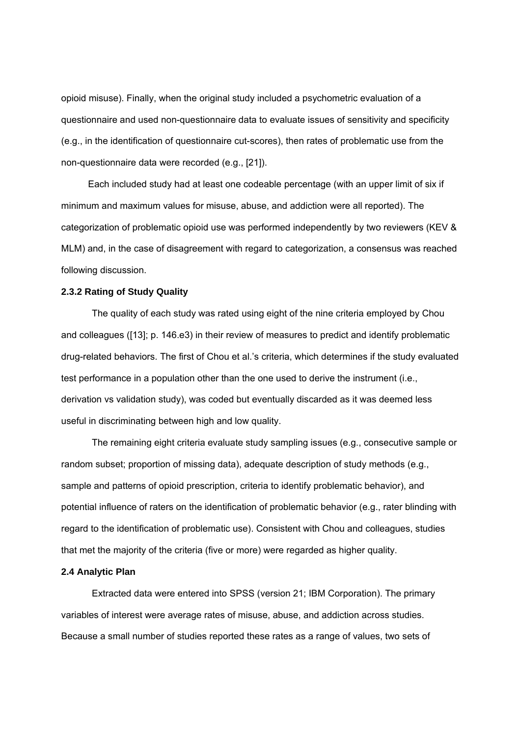opioid misuse). Finally, when the original study included a psychometric evaluation of a questionnaire and used non-questionnaire data to evaluate issues of sensitivity and specificity (e.g., in the identification of questionnaire cut-scores), then rates of problematic use from the non-questionnaire data were recorded (e.g., [21]).

Each included study had at least one codeable percentage (with an upper limit of six if minimum and maximum values for misuse, abuse, and addiction were all reported). The categorization of problematic opioid use was performed independently by two reviewers (KEV & MLM) and, in the case of disagreement with regard to categorization, a consensus was reached following discussion.

### 2.3.2 Rating of Study Quality

The quality of each study was rated using eight of the nine criteria employed by Chou and colleagues ([13]; p. 146.e3) in their review of measures to predict and identify problematic drug-related behaviors. The first of Chou et al.'s criteria, which determines if the study evaluated test performance in a population other than the one used to derive the instrument (i.e., derivation vs validation study), was coded but eventually discarded as it was deemed less useful in discriminating between high and low quality.

The remaining eight criteria evaluate study sampling issues (e.g., consecutive sample or random subset; proportion of missing data), adequate description of study methods (e.g., sample and patterns of opioid prescription, criteria to identify problematic behavior), and potential influence of raters on the identification of problematic behavior (e.g., rater blinding with regard to the identification of problematic use). Consistent with Chou and colleagues, studies that met the majority of the criteria (five or more) were regarded as higher quality.

### 2.4 Analytic Plan

Extracted data were entered into SPSS (version 21; IBM Corporation). The primary variables of interest were average rates of misuse, abuse, and addiction across studies. Because a small number of studies reported these rates as a range of values, two sets of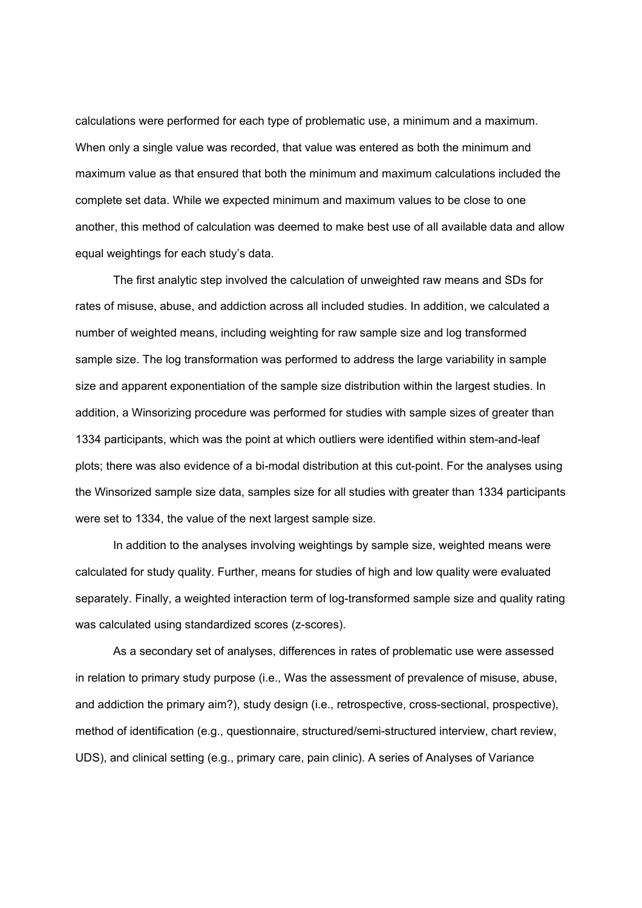calculations were performed for each type of problematic use, a minimum and a maximum. When only a single value was recorded, that value was entered as both the minimum and maximum value as that ensured that both the minimum and maximum calculations included the complete set data. While we expected minimum and maximum values to be close to one another, this method of calculation was deemed to make best use of all available data and allow equal weightings for each study's data.

The first analytic step involved the calculation of unweighted raw means and SDs for rates of misuse, abuse, and addiction across all included studies. In addition, we calculated a number of weighted means, including weighting for raw sample size and log transformed sample size. The log transformation was performed to address the large variability in sample size and apparent exponentiation of the sample size distribution within the largest studies. In addition, a Winsorizing procedure was performed for studies with sample sizes of greater than 1334 participants, which was the point at which outliers were identified within stem-and-leaf plots; there was also evidence of a bi-modal distribution at this cut-point. For the analyses using the Winsorized sample size data, samples size for all studies with greater than 1334 participants were set to 1334, the value of the next largest sample size.

In addition to the analyses involving weightings by sample size, weighted means were calculated for study quality. Further, means for studies of high and low quality were evaluated separately. Finally, a weighted interaction term of log-transformed sample size and quality rating was calculated using standardized scores (z-scores).

As a secondary set of analyses, differences in rates of problematic use were assessed in relation to primary study purpose (i.e., Was the assessment of prevalence of misuse, abuse, and addiction the primary aim?), study design (i.e., retrospective, cross-sectional, prospective), method of identification (e.g., questionnaire, structured/semi-structured interview, chart review, UDS), and clinical setting (e.g., primary care, pain clinic). A series of Analyses of Variance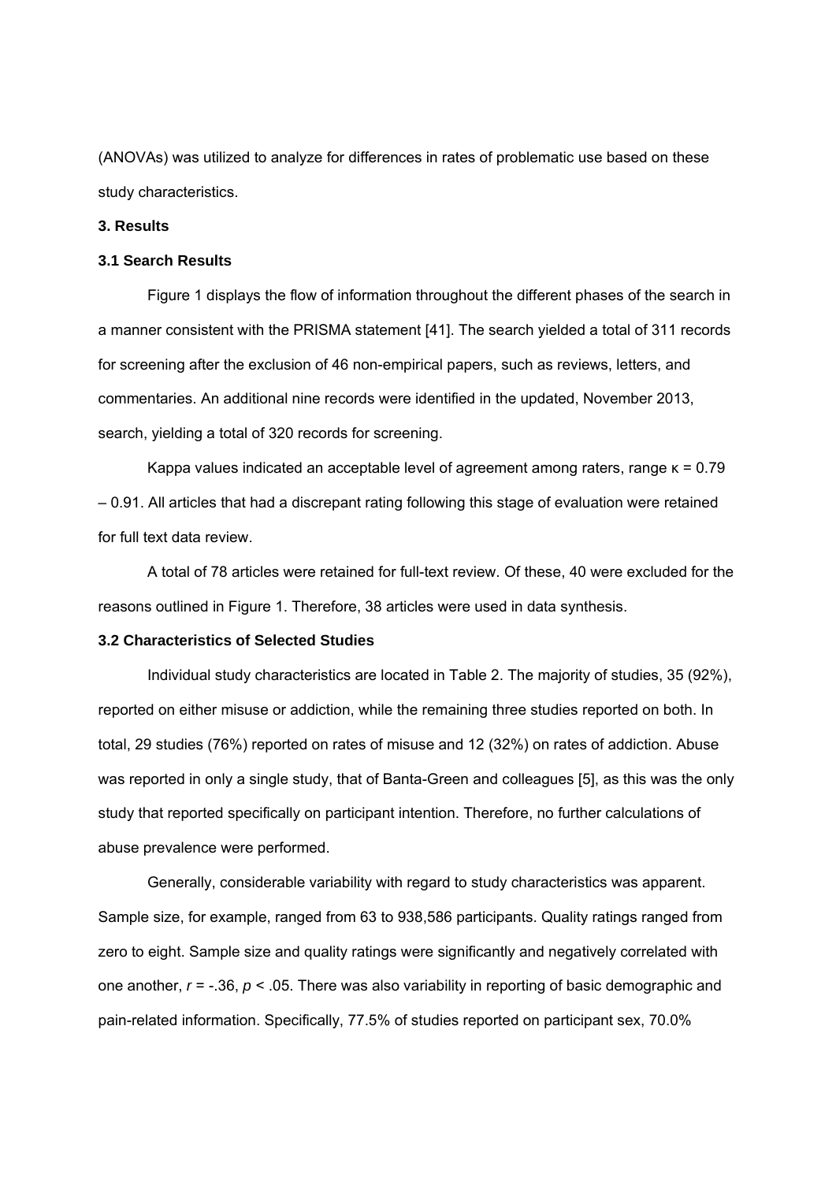(ANOVAs) was utilized to analyze for differences in rates of problematic use based on these study characteristics.

## 3. Results

### 3.1 Search Results

Figure 1 displays the flow of information throughout the different phases of the search in a manner consistent with the PRISMA statement [41]. The search yielded a total of 311 records for screening after the exclusion of 46 non-empirical papers, such as reviews, letters, and commentaries. An additional nine records were identified in the updated, November 2013, search, yielding a total of 320 records for screening.

Kappa values indicated an acceptable level of agreement among raters, range $\kappa = 0.79 – 0.91$. All articles that had a discrepant rating following this stage of evaluation were retained for full text data review.

A total of 78 articles were retained for full-text review. Of these, 40 were excluded for the reasons outlined in Figure 1. Therefore, 38 articles were used in data synthesis.

### 3.2 Characteristics of Selected Studies

Individual study characteristics are located in Table 2. The majority of studies, 35 (92%), reported on either misuse or addiction, while the remaining three studies reported on both. In total, 29 studies (76%) reported on rates of misuse and 12 (32%) on rates of addiction. Abuse was reported in only a single study, that of Banta-Green and colleagues [5], as this was the only study that reported specifically on participant intention. Therefore, no further calculations of abuse prevalence were performed.

Generally, considerable variability with regard to study characteristics was apparent. Sample size, for example, ranged from 63 to 938,586 participants. Quality ratings ranged from zero to eight. Sample size and quality ratings were significantly and negatively correlated with one another, $r = -.36$, $p < .05$. There was also variability in reporting of basic demographic and pain-related information. Specifically, 77.5% of studies reported on participant sex, 70.0%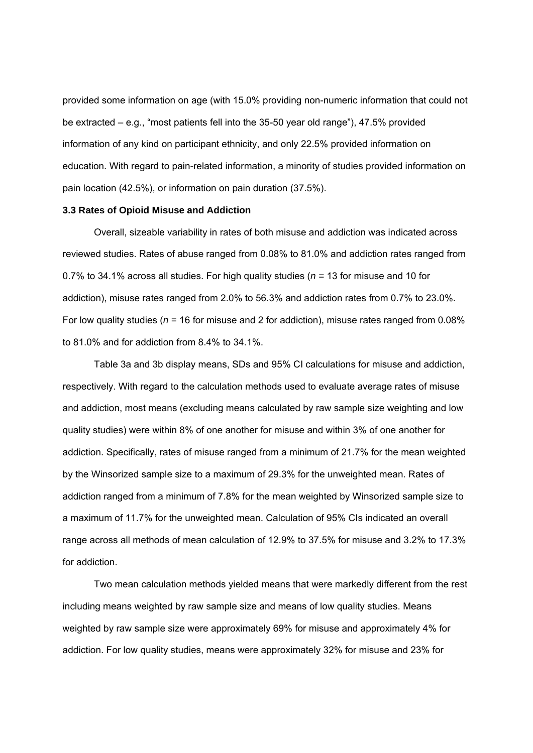provided some information on age (with 15.0% providing non-numeric information that could not be extracted – e.g., "most patients fell into the 35-50 year old range"), 47.5% provided information of any kind on participant ethnicity, and only 22.5% provided information on education. With regard to pain-related information, a minority of studies provided information on pain location (42.5%), or information on pain duration (37.5%).

### 3.3 Rates of Opioid Misuse and Addiction

Overall, sizeable variability in rates of both misuse and addiction was indicated across reviewed studies. Rates of abuse ranged from 0.08% to 81.0% and addiction rates ranged from 0.7% to 34.1% across all studies. For high quality studies (*n* = 13 for misuse and 10 for addiction), misuse rates ranged from 2.0% to 56.3% and addiction rates from 0.7% to 23.0%. For low quality studies (*n* = 16 for misuse and 2 for addiction), misuse rates ranged from 0.08% to 81.0% and for addiction from 8.4% to 34.1%.

Table 3a and 3b display means, SDs and 95% CI calculations for misuse and addiction, respectively. With regard to the calculation methods used to evaluate average rates of misuse and addiction, most means (excluding means calculated by raw sample size weighting and low quality studies) were within 8% of one another for misuse and within 3% of one another for addiction. Specifically, rates of misuse ranged from a minimum of 21.7% for the mean weighted by the Winsorized sample size to a maximum of 29.3% for the unweighted mean. Rates of addiction ranged from a minimum of 7.8% for the mean weighted by Winsorized sample size to a maximum of 11.7% for the unweighted mean. Calculation of 95% CIs indicated an overall range across all methods of mean calculation of 12.9% to 37.5% for misuse and 3.2% to 17.3% for addiction.

Two mean calculation methods yielded means that were markedly different from the rest including means weighted by raw sample size and means of low quality studies. Means weighted by raw sample size were approximately 69% for misuse and approximately 4% for addiction. For low quality studies, means were approximately 32% for misuse and 23% for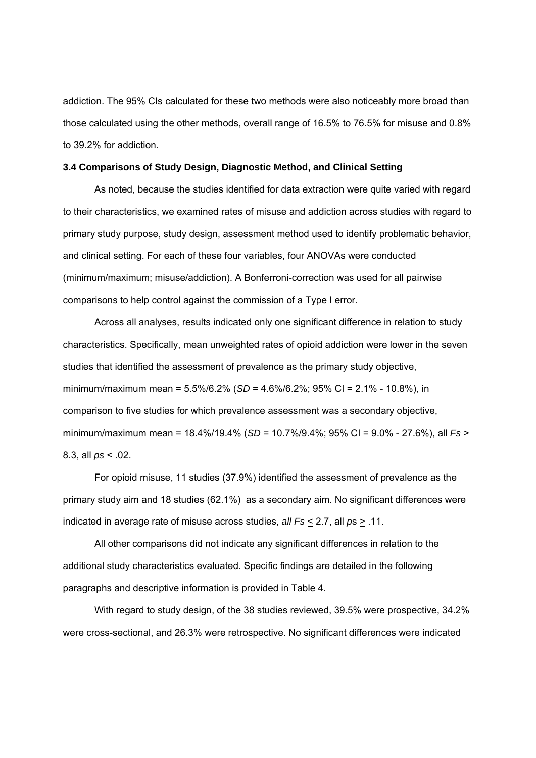addiction. The 95% CIs calculated for these two methods were also noticeably more broad than those calculated using the other methods, overall range of 16.5% to 76.5% for misuse and 0.8% to 39.2% for addiction.

### 3.4 Comparisons of Study Design, Diagnostic Method, and Clinical Setting

As noted, because the studies identified for data extraction were quite varied with regard to their characteristics, we examined rates of misuse and addiction across studies with regard to primary study purpose, study design, assessment method used to identify problematic behavior, and clinical setting. For each of these four variables, four ANOVAs were conducted (minimum/maximum; misuse/addiction). A Bonferroni-correction was used for all pairwise comparisons to help control against the commission of a Type I error.

Across all analyses, results indicated only one significant difference in relation to study characteristics. Specifically, mean unweighted rates of opioid addiction were lower in the seven studies that identified the assessment of prevalence as the primary study objective, minimum/maximum mean = 5.5%/6.2% (*SD* = 4.6%/6.2%; 95% CI = 2.1% - 10.8%), in comparison to five studies for which prevalence assessment was a secondary objective, minimum/maximum mean = 18.4%/19.4% (*SD* = 10.7%/9.4%; 95% CI = 9.0% - 27.6%), all $Fs > 8.3$, all $ps < .02$.

For opioid misuse, 11 studies (37.9%) identified the assessment of prevalence as the primary study aim and 18 studies (62.1%) as a secondary aim. No significant differences were indicated in average rate of misuse across studies, *all* $Fs \leq 2.7$, all $ps \geq .11$.

All other comparisons did not indicate any significant differences in relation to the additional study characteristics evaluated. Specific findings are detailed in the following paragraphs and descriptive information is provided in Table 4.

With regard to study design, of the 38 studies reviewed, 39.5% were prospective, 34.2% were cross-sectional, and 26.3% were retrospective. No significant differences were indicated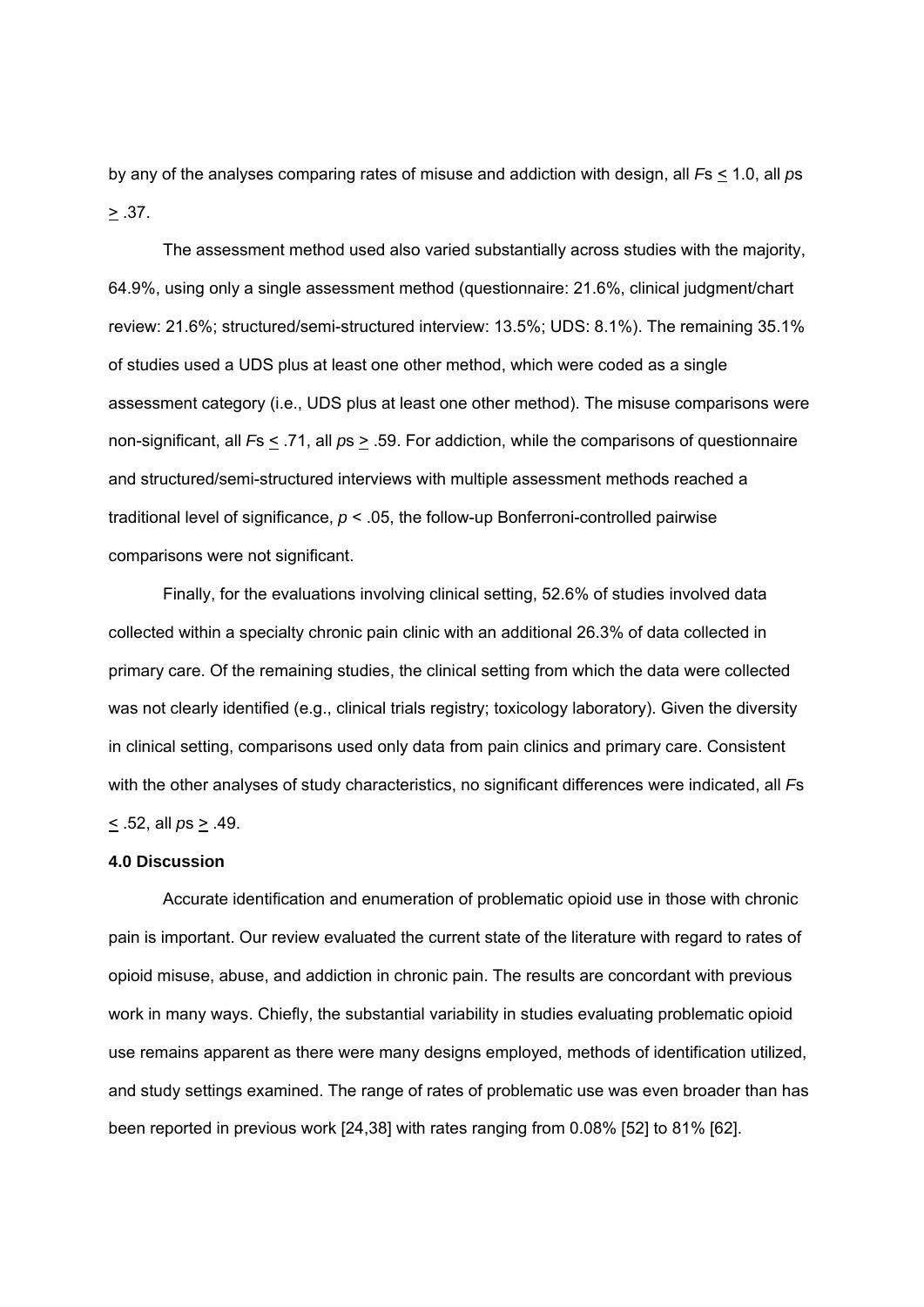by any of the analyses comparing rates of misuse and addiction with design, all $F$s $\leq 1.0$, all $p$s $\geq .37$.

The assessment method used also varied substantially across studies with the majority, 64.9%, using only a single assessment method (questionnaire: 21.6%, clinical judgment/chart review: 21.6%; structured/semi-structured interview: 13.5%; UDS: 8.1%). The remaining 35.1% of studies used a UDS plus at least one other method, which were coded as a single assessment category (i.e., UDS plus at least one other method). The misuse comparisons were non-significant, all $F$s $\leq .71$, all $p$s $\geq .59$. For addiction, while the comparisons of questionnaire and structured/semi-structured interviews with multiple assessment methods reached a traditional level of significance, $p < .05$, the follow-up Bonferroni-controlled pairwise comparisons were not significant.

Finally, for the evaluations involving clinical setting, 52.6% of studies involved data collected within a specialty chronic pain clinic with an additional 26.3% of data collected in primary care. Of the remaining studies, the clinical setting from which the data were collected was not clearly identified (e.g., clinical trials registry; toxicology laboratory). Given the diversity in clinical setting, comparisons used only data from pain clinics and primary care. Consistent with the other analyses of study characteristics, no significant differences were indicated, all $F$s $\leq .52$, all $p$s $\geq .49$.

### 4.0 Discussion

Accurate identification and enumeration of problematic opioid use in those with chronic pain is important. Our review evaluated the current state of the literature with regard to rates of opioid misuse, abuse, and addiction in chronic pain. The results are concordant with previous work in many ways. Chiefly, the substantial variability in studies evaluating problematic opioid use remains apparent as there were many designs employed, methods of identification utilized, and study settings examined. The range of rates of problematic use was even broader than has been reported in previous work [24,38] with rates ranging from 0.08% [52] to 81% [62].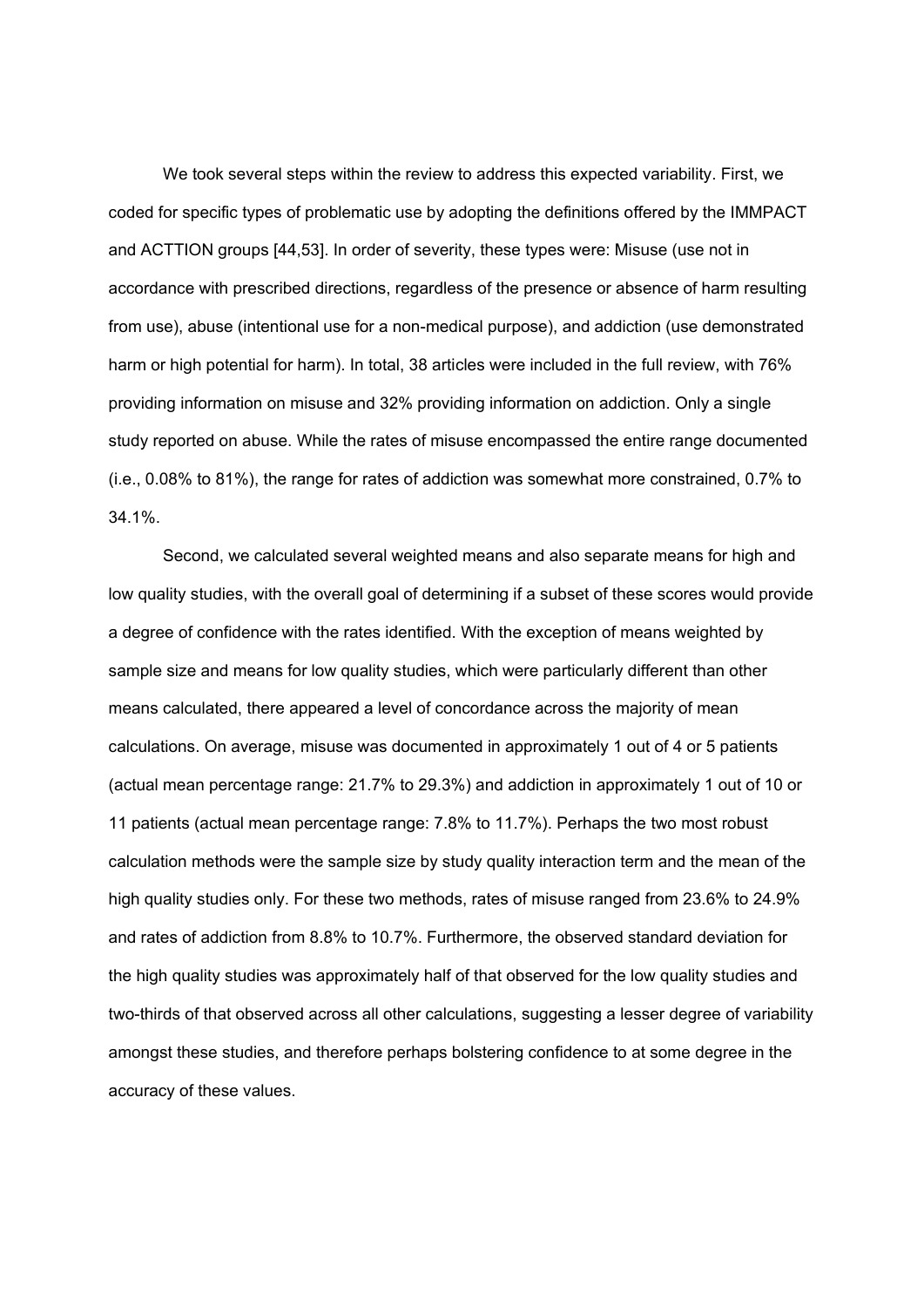We took several steps within the review to address this expected variability. First, we coded for specific types of problematic use by adopting the definitions offered by the IMMPACT and ACTTION groups [44,53]. In order of severity, these types were: Misuse (use not in accordance with prescribed directions, regardless of the presence or absence of harm resulting from use), abuse (intentional use for a non-medical purpose), and addiction (use demonstrated harm or high potential for harm). In total, 38 articles were included in the full review, with 76% providing information on misuse and 32% providing information on addiction. Only a single study reported on abuse. While the rates of misuse encompassed the entire range documented (i.e., 0.08% to 81%), the range for rates of addiction was somewhat more constrained, 0.7% to 34.1%.

Second, we calculated several weighted means and also separate means for high and low quality studies, with the overall goal of determining if a subset of these scores would provide a degree of confidence with the rates identified. With the exception of means weighted by sample size and means for low quality studies, which were particularly different than other means calculated, there appeared a level of concordance across the majority of mean calculations. On average, misuse was documented in approximately 1 out of 4 or 5 patients (actual mean percentage range: 21.7% to 29.3%) and addiction in approximately 1 out of 10 or 11 patients (actual mean percentage range: 7.8% to 11.7%). Perhaps the two most robust calculation methods were the sample size by study quality interaction term and the mean of the high quality studies only. For these two methods, rates of misuse ranged from 23.6% to 24.9% and rates of addiction from 8.8% to 10.7%. Furthermore, the observed standard deviation for the high quality studies was approximately half of that observed for the low quality studies and two-thirds of that observed across all other calculations, suggesting a lesser degree of variability amongst these studies, and therefore perhaps bolstering confidence to at some degree in the accuracy of these values.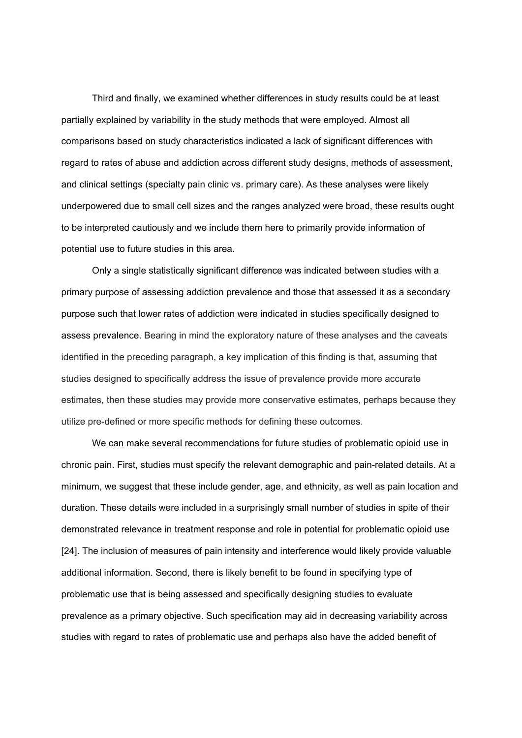Third and finally, we examined whether differences in study results could be at least partially explained by variability in the study methods that were employed. Almost all comparisons based on study characteristics indicated a lack of significant differences with regard to rates of abuse and addiction across different study designs, methods of assessment, and clinical settings (specialty pain clinic vs. primary care). As these analyses were likely underpowered due to small cell sizes and the ranges analyzed were broad, these results ought to be interpreted cautiously and we include them here to primarily provide information of potential use to future studies in this area.

Only a single statistically significant difference was indicated between studies with a primary purpose of assessing addiction prevalence and those that assessed it as a secondary purpose such that lower rates of addiction were indicated in studies specifically designed to assess prevalence. Bearing in mind the exploratory nature of these analyses and the caveats identified in the preceding paragraph, a key implication of this finding is that, assuming that studies designed to specifically address the issue of prevalence provide more accurate estimates, then these studies may provide more conservative estimates, perhaps because they utilize pre-defined or more specific methods for defining these outcomes.

We can make several recommendations for future studies of problematic opioid use in chronic pain. First, studies must specify the relevant demographic and pain-related details. At a minimum, we suggest that these include gender, age, and ethnicity, as well as pain location and duration. These details were included in a surprisingly small number of studies in spite of their demonstrated relevance in treatment response and role in potential for problematic opioid use [24]. The inclusion of measures of pain intensity and interference would likely provide valuable additional information. Second, there is likely benefit to be found in specifying type of problematic use that is being assessed and specifically designing studies to evaluate prevalence as a primary objective. Such specification may aid in decreasing variability across studies with regard to rates of problematic use and perhaps also have the added benefit of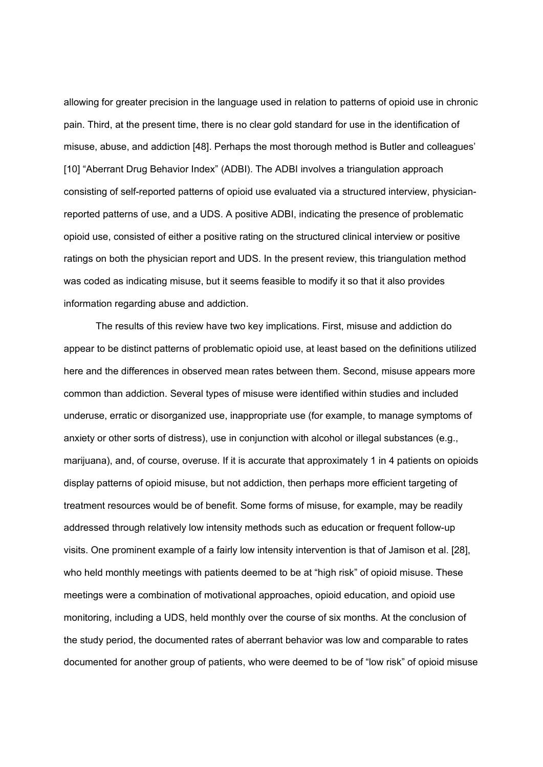allowing for greater precision in the language used in relation to patterns of opioid use in chronic pain. Third, at the present time, there is no clear gold standard for use in the identification of misuse, abuse, and addiction [48]. Perhaps the most thorough method is Butler and colleagues' [10] "Aberrant Drug Behavior Index" (ADBI). The ADBI involves a triangulation approach consisting of self-reported patterns of opioid use evaluated via a structured interview, physician-reported patterns of use, and a UDS. A positive ADBI, indicating the presence of problematic opioid use, consisted of either a positive rating on the structured clinical interview or positive ratings on both the physician report and UDS. In the present review, this triangulation method was coded as indicating misuse, but it seems feasible to modify it so that it also provides information regarding abuse and addiction.

The results of this review have two key implications. First, misuse and addiction do appear to be distinct patterns of problematic opioid use, at least based on the definitions utilized here and the differences in observed mean rates between them. Second, misuse appears more common than addiction. Several types of misuse were identified within studies and included underuse, erratic or disorganized use, inappropriate use (for example, to manage symptoms of anxiety or other sorts of distress), use in conjunction with alcohol or illegal substances (e.g., marijuana), and, of course, overuse. If it is accurate that approximately 1 in 4 patients on opioids display patterns of opioid misuse, but not addiction, then perhaps more efficient targeting of treatment resources would be of benefit. Some forms of misuse, for example, may be readily addressed through relatively low intensity methods such as education or frequent follow-up visits. One prominent example of a fairly low intensity intervention is that of Jamison et al. [28], who held monthly meetings with patients deemed to be at "high risk" of opioid misuse. These meetings were a combination of motivational approaches, opioid education, and opioid use monitoring, including a UDS, held monthly over the course of six months. At the conclusion of the study period, the documented rates of aberrant behavior was low and comparable to rates documented for another group of patients, who were deemed to be of "low risk" of opioid misuse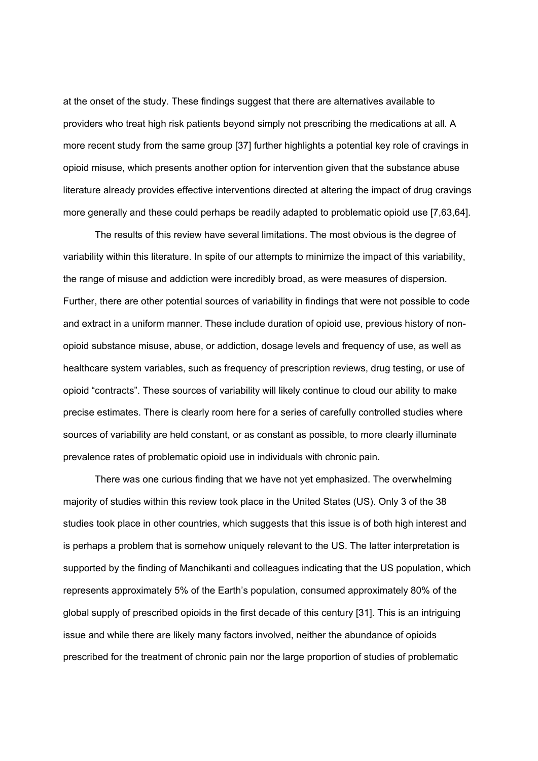at the onset of the study. These findings suggest that there are alternatives available to providers who treat high risk patients beyond simply not prescribing the medications at all. A more recent study from the same group [37] further highlights a potential key role of cravings in opioid misuse, which presents another option for intervention given that the substance abuse literature already provides effective interventions directed at altering the impact of drug cravings more generally and these could perhaps be readily adapted to problematic opioid use [7,63,64].

The results of this review have several limitations. The most obvious is the degree of variability within this literature. In spite of our attempts to minimize the impact of this variability, the range of misuse and addiction were incredibly broad, as were measures of dispersion. Further, there are other potential sources of variability in findings that were not possible to code and extract in a uniform manner. These include duration of opioid use, previous history of non-opioid substance misuse, abuse, or addiction, dosage levels and frequency of use, as well as healthcare system variables, such as frequency of prescription reviews, drug testing, or use of opioid "contracts". These sources of variability will likely continue to cloud our ability to make precise estimates. There is clearly room here for a series of carefully controlled studies where sources of variability are held constant, or as constant as possible, to more clearly illuminate prevalence rates of problematic opioid use in individuals with chronic pain.

There was one curious finding that we have not yet emphasized. The overwhelming majority of studies within this review took place in the United States (US). Only 3 of the 38 studies took place in other countries, which suggests that this issue is of both high interest and is perhaps a problem that is somehow uniquely relevant to the US. The latter interpretation is supported by the finding of Manchikanti and colleagues indicating that the US population, which represents approximately 5% of the Earth's population, consumed approximately 80% of the global supply of prescribed opioids in the first decade of this century [31]. This is an intriguing issue and while there are likely many factors involved, neither the abundance of opioids prescribed for the treatment of chronic pain nor the large proportion of studies of problematic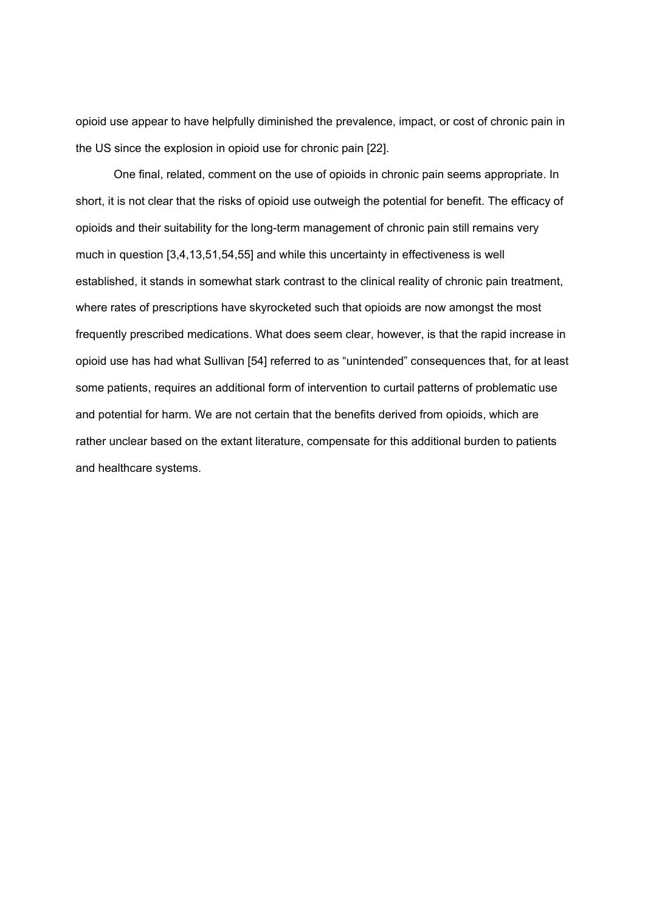opioid use appear to have helpfully diminished the prevalence, impact, or cost of chronic pain in the US since the explosion in opioid use for chronic pain [22].

One final, related, comment on the use of opioids in chronic pain seems appropriate. In short, it is not clear that the risks of opioid use outweigh the potential for benefit. The efficacy of opioids and their suitability for the long-term management of chronic pain still remains very much in question [3,4,13,51,54,55] and while this uncertainty in effectiveness is well established, it stands in somewhat stark contrast to the clinical reality of chronic pain treatment, where rates of prescriptions have skyrocketed such that opioids are now amongst the most frequently prescribed medications. What does seem clear, however, is that the rapid increase in opioid use has had what Sullivan [54] referred to as "unintended" consequences that, for at least some patients, requires an additional form of intervention to curtail patterns of problematic use and potential for harm. We are not certain that the benefits derived from opioids, which are rather unclear based on the extant literature, compensate for this additional burden to patients and healthcare systems.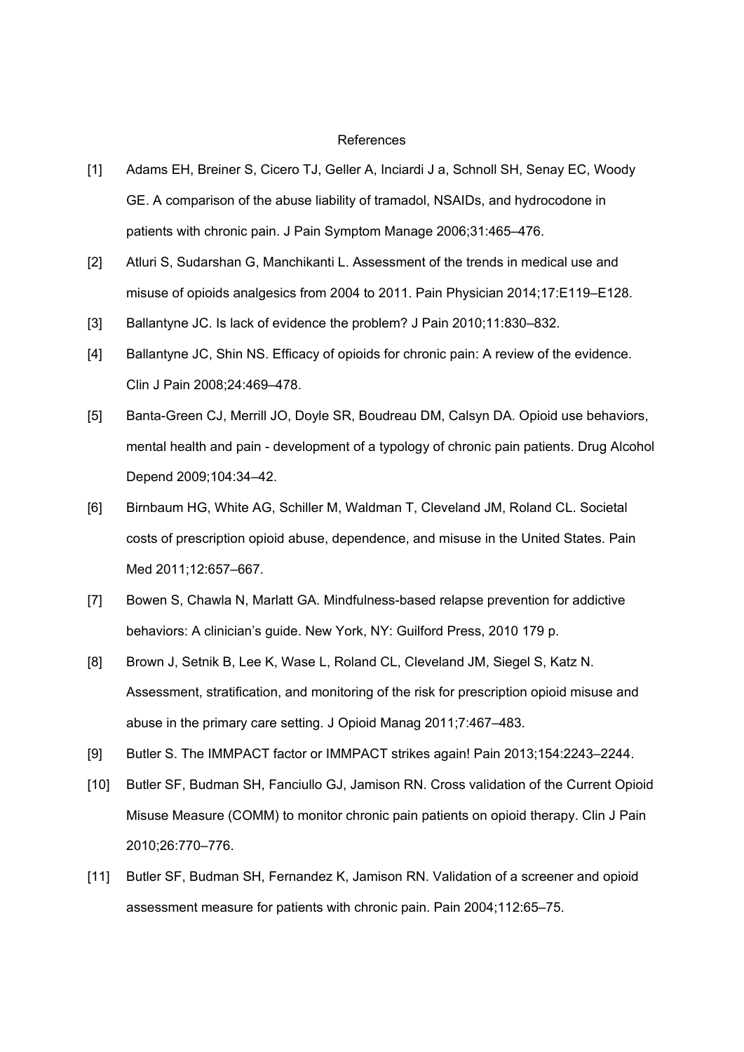# References

[1] Adams EH, Breiner S, Cicero TJ, Geller A, Inciardi J a, Schnoll SH, Senay EC, Woody GE. A comparison of the abuse liability of tramadol, NSAIDs, and hydrocodone in patients with chronic pain. J Pain Symptom Manage 2006;31:465–476.

[2] Atluri S, Sudarshan G, Manchikanti L. Assessment of the trends in medical use and misuse of opioids analgesics from 2004 to 2011. Pain Physician 2014;17:E119–E128.

[3] Ballantyne JC. Is lack of evidence the problem? J Pain 2010;11:830–832.

[4] Ballantyne JC, Shin NS. Efficacy of opioids for chronic pain: A review of the evidence. Clin J Pain 2008;24:469–478.

[5] Banta-Green CJ, Merrill JO, Doyle SR, Boudreau DM, Calsyn DA. Opioid use behaviors, mental health and pain - development of a typology of chronic pain patients. Drug Alcohol Depend 2009;104:34–42.

[6] Birnbaum HG, White AG, Schiller M, Waldman T, Cleveland JM, Roland CL. Societal costs of prescription opioid abuse, dependence, and misuse in the United States. Pain Med 2011;12:657–667.

[7] Bowen S, Chawla N, Marlatt GA. Mindfulness-based relapse prevention for addictive behaviors: A clinician's guide. New York, NY: Guilford Press, 2010 179 p.

[8] Brown J, Setnik B, Lee K, Wase L, Roland CL, Cleveland JM, Siegel S, Katz N. Assessment, stratification, and monitoring of the risk for prescription opioid misuse and abuse in the primary care setting. J Opioid Manag 2011;7:467–483.

[9] Butler S. The IMMPACT factor or IMMPACT strikes again! Pain 2013;154:2243–2244.

[10] Butler SF, Budman SH, Fanciullo GJ, Jamison RN. Cross validation of the Current Opioid Misuse Measure (COMM) to monitor chronic pain patients on opioid therapy. Clin J Pain 2010;26:770–776.

[11] Butler SF, Budman SH, Fernandez K, Jamison RN. Validation of a screener and opioid assessment measure for patients with chronic pain. Pain 2004;112:65–75.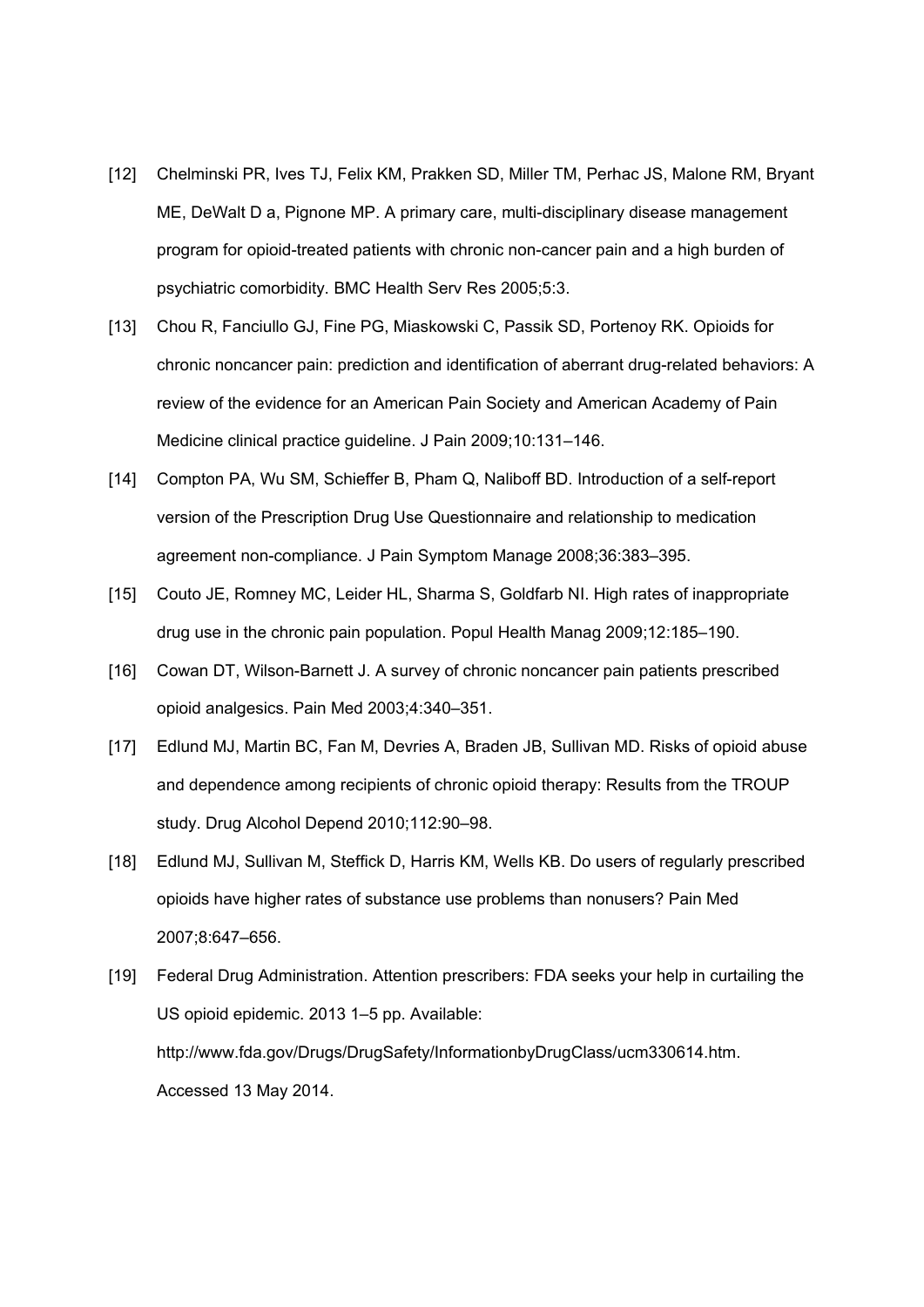[12] Chelminski PR, Ives TJ, Felix KM, Prakken SD, Miller TM, Perhac JS, Malone RM, Bryant ME, DeWalt D a, Pignone MP. A primary care, multi-disciplinary disease management program for opioid-treated patients with chronic non-cancer pain and a high burden of psychiatric comorbidity. BMC Health Serv Res 2005;5:3.

[13] Chou R, Fanciullo GJ, Fine PG, Miaskowski C, Passik SD, Portenoy RK. Opioids for chronic noncancer pain: prediction and identification of aberrant drug-related behaviors: A review of the evidence for an American Pain Society and American Academy of Pain Medicine clinical practice guideline. J Pain 2009;10:131–146.

[14] Compton PA, Wu SM, Schieffer B, Pham Q, Naliboff BD. Introduction of a self-report version of the Prescription Drug Use Questionnaire and relationship to medication agreement non-compliance. J Pain Symptom Manage 2008;36:383–395.

[15] Couto JE, Romney MC, Leider HL, Sharma S, Goldfarb NI. High rates of inappropriate drug use in the chronic pain population. Popul Health Manag 2009;12:185–190.

[16] Cowan DT, Wilson-Barnett J. A survey of chronic noncancer pain patients prescribed opioid analgesics. Pain Med 2003;4:340–351.

[17] Edlund MJ, Martin BC, Fan M, Devries A, Braden JB, Sullivan MD. Risks of opioid abuse and dependence among recipients of chronic opioid therapy: Results from the TROUP study. Drug Alcohol Depend 2010;112:90–98.

[18] Edlund MJ, Sullivan M, Steffick D, Harris KM, Wells KB. Do users of regularly prescribed opioids have higher rates of substance use problems than nonusers? Pain Med 2007;8:647–656.

[19] Federal Drug Administration. Attention prescribers: FDA seeks your help in curtailing the US opioid epidemic. 2013 1–5 pp. Available: http://www.fda.gov/Drugs/DrugSafety/InformationbyDrugClass/ucm330614.htm. Accessed 13 May 2014.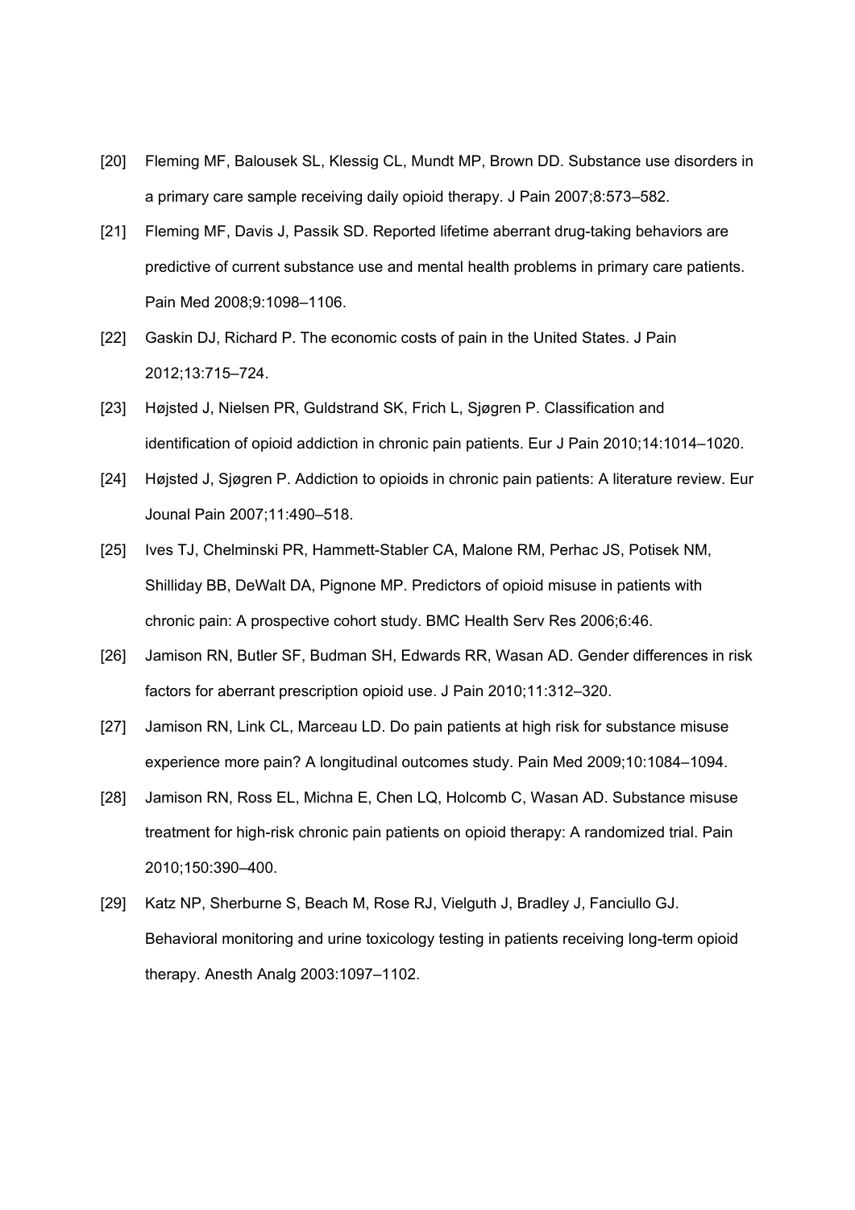[20] Fleming MF, Balousek SL, Klessig CL, Mundt MP, Brown DD. Substance use disorders in a primary care sample receiving daily opioid therapy. J Pain 2007;8:573–582.

[21] Fleming MF, Davis J, Passik SD. Reported lifetime aberrant drug-taking behaviors are predictive of current substance use and mental health problems in primary care patients. Pain Med 2008;9:1098–1106.

[22] Gaskin DJ, Richard P. The economic costs of pain in the United States. J Pain 2012;13:715–724.

[23] Højsted J, Nielsen PR, Guldstrand SK, Frich L, Sjøgren P. Classification and identification of opioid addiction in chronic pain patients. Eur J Pain 2010;14:1014–1020.

[24] Højsted J, Sjøgren P. Addiction to opioids in chronic pain patients: A literature review. Eur Jounal Pain 2007;11:490–518.

[25] Ives TJ, Chelminski PR, Hammett-Stabler CA, Malone RM, Perhac JS, Potisek NM, Shilliday BB, DeWalt DA, Pignone MP. Predictors of opioid misuse in patients with chronic pain: A prospective cohort study. BMC Health Serv Res 2006;6:46.

[26] Jamison RN, Butler SF, Budman SH, Edwards RR, Wasan AD. Gender differences in risk factors for aberrant prescription opioid use. J Pain 2010;11:312–320.

[27] Jamison RN, Link CL, Marceau LD. Do pain patients at high risk for substance misuse experience more pain? A longitudinal outcomes study. Pain Med 2009;10:1084–1094.

[28] Jamison RN, Ross EL, Michna E, Chen LQ, Holcomb C, Wasan AD. Substance misuse treatment for high-risk chronic pain patients on opioid therapy: A randomized trial. Pain 2010;150:390–400.

[29] Katz NP, Sherburne S, Beach M, Rose RJ, Vielguth J, Bradley J, Fanciullo GJ. Behavioral monitoring and urine toxicology testing in patients receiving long-term opioid therapy. Anesth Analg 2003:1097–1102.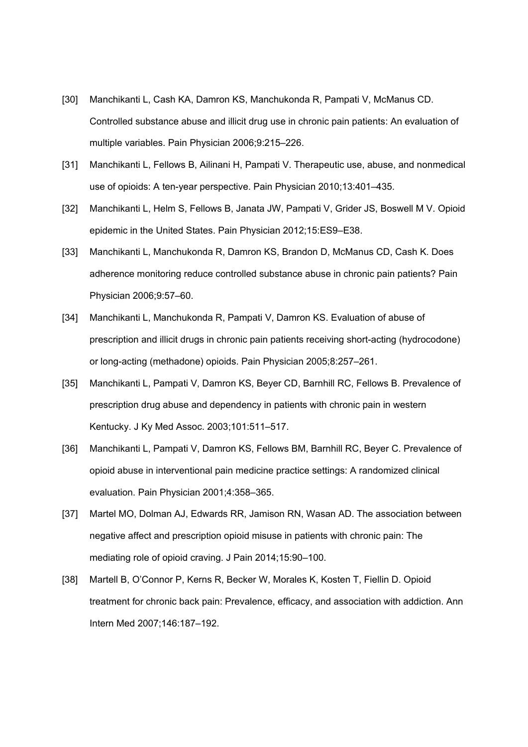[30] Manchikanti L, Cash KA, Damron KS, Manchukonda R, Pampati V, McManus CD. Controlled substance abuse and illicit drug use in chronic pain patients: An evaluation of multiple variables. Pain Physician 2006;9:215–226.

[31] Manchikanti L, Fellows B, Ailinani H, Pampati V. Therapeutic use, abuse, and nonmedical use of opioids: A ten-year perspective. Pain Physician 2010;13:401–435.

[32] Manchikanti L, Helm S, Fellows B, Janata JW, Pampati V, Grider JS, Boswell M V. Opioid epidemic in the United States. Pain Physician 2012;15:ES9–E38.

[33] Manchikanti L, Manchukonda R, Damron KS, Brandon D, McManus CD, Cash K. Does adherence monitoring reduce controlled substance abuse in chronic pain patients? Pain Physician 2006;9:57–60.

[34] Manchikanti L, Manchukonda R, Pampati V, Damron KS. Evaluation of abuse of prescription and illicit drugs in chronic pain patients receiving short-acting (hydrocodone) or long-acting (methadone) opioids. Pain Physician 2005;8:257–261.

[35] Manchikanti L, Pampati V, Damron KS, Beyer CD, Barnhill RC, Fellows B. Prevalence of prescription drug abuse and dependency in patients with chronic pain in western Kentucky. J Ky Med Assoc. 2003;101:511–517.

[36] Manchikanti L, Pampati V, Damron KS, Fellows BM, Barnhill RC, Beyer C. Prevalence of opioid abuse in interventional pain medicine practice settings: A randomized clinical evaluation. Pain Physician 2001;4:358–365.

[37] Martel MO, Dolman AJ, Edwards RR, Jamison RN, Wasan AD. The association between negative affect and prescription opioid misuse in patients with chronic pain: The mediating role of opioid craving. J Pain 2014;15:90–100.

[38] Martell B, O'Connor P, Kerns R, Becker W, Morales K, Kosten T, Fiellin D. Opioid treatment for chronic back pain: Prevalence, efficacy, and association with addiction. Ann Intern Med 2007;146:187–192.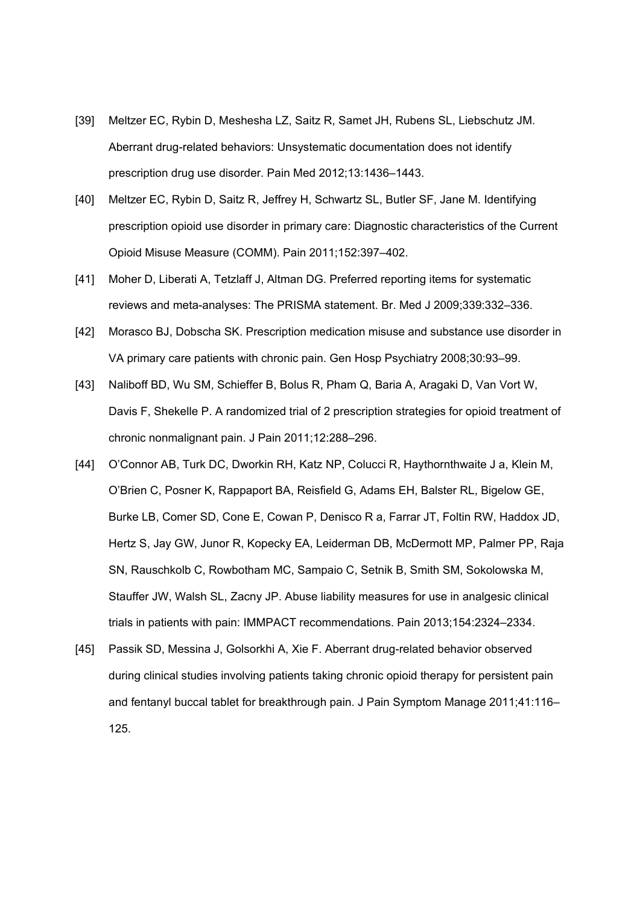[39] Meltzer EC, Rybin D, Meshesha LZ, Saitz R, Samet JH, Rubens SL, Liebschutz JM. Aberrant drug-related behaviors: Unsystematic documentation does not identify prescription drug use disorder. Pain Med 2012;13:1436–1443.

[40] Meltzer EC, Rybin D, Saitz R, Jeffrey H, Schwartz SL, Butler SF, Jane M. Identifying prescription opioid use disorder in primary care: Diagnostic characteristics of the Current Opioid Misuse Measure (COMM). Pain 2011;152:397–402.

[41] Moher D, Liberati A, Tetzlaff J, Altman DG. Preferred reporting items for systematic reviews and meta-analyses: The PRISMA statement. Br. Med J 2009;339:332–336.

[42] Morasco BJ, Dobscha SK. Prescription medication misuse and substance use disorder in VA primary care patients with chronic pain. Gen Hosp Psychiatry 2008;30:93–99.

[43] Naliboff BD, Wu SM, Schieffer B, Bolus R, Pham Q, Baria A, Aragaki D, Van Vort W, Davis F, Shekelle P. A randomized trial of 2 prescription strategies for opioid treatment of chronic nonmalignant pain. J Pain 2011;12:288–296.

[44] O'Connor AB, Turk DC, Dworkin RH, Katz NP, Colucci R, Haythornthwaite J a, Klein M, O'Brien C, Posner K, Rappaport BA, Reisfield G, Adams EH, Balster RL, Bigelow GE, Burke LB, Comer SD, Cone E, Cowan P, Denisco R a, Farrar JT, Foltin RW, Haddox JD, Hertz S, Jay GW, Junor R, Kopecky EA, Leiderman DB, McDermott MP, Palmer PP, Raja SN, Rauschkolb C, Rowbotham MC, Sampaio C, Setnik B, Smith SM, Sokolowska M, Stauffer JW, Walsh SL, Zacny JP. Abuse liability measures for use in analgesic clinical trials in patients with pain: IMMPACT recommendations. Pain 2013;154:2324–2334.

[45] Passik SD, Messina J, Golsorkhi A, Xie F. Aberrant drug-related behavior observed during clinical studies involving patients taking chronic opioid therapy for persistent pain and fentanyl buccal tablet for breakthrough pain. J Pain Symptom Manage 2011;41:116–125.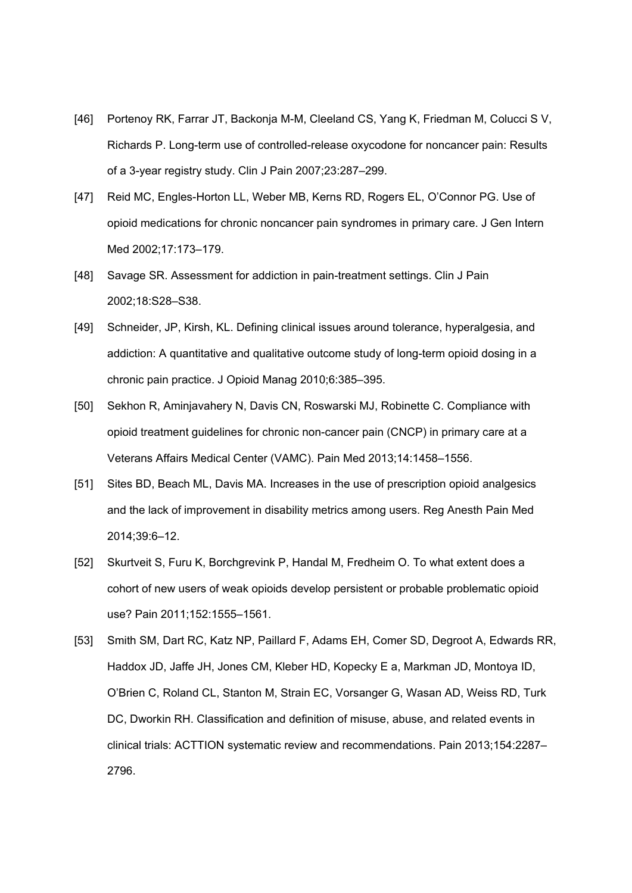[46] Portenoy RK, Farrar JT, Backonja M-M, Cleeland CS, Yang K, Friedman M, Colucci S V, Richards P. Long-term use of controlled-release oxycodone for noncancer pain: Results of a 3-year registry study. Clin J Pain 2007;23:287–299.

[47] Reid MC, Engles-Horton LL, Weber MB, Kerns RD, Rogers EL, O'Connor PG. Use of opioid medications for chronic noncancer pain syndromes in primary care. J Gen Intern Med 2002;17:173–179.

[48] Savage SR. Assessment for addiction in pain-treatment settings. Clin J Pain 2002;18:S28–S38.

[49] Schneider, JP, Kirsh, KL. Defining clinical issues around tolerance, hyperalgesia, and addiction: A quantitative and qualitative outcome study of long-term opioid dosing in a chronic pain practice. J Opioid Manag 2010;6:385–395.

[50] Sekhon R, Aminjavahery N, Davis CN, Roswarski MJ, Robinette C. Compliance with opioid treatment guidelines for chronic non-cancer pain (CNCP) in primary care at a Veterans Affairs Medical Center (VAMC). Pain Med 2013;14:1458–1556.

[51] Sites BD, Beach ML, Davis MA. Increases in the use of prescription opioid analgesics and the lack of improvement in disability metrics among users. Reg Anesth Pain Med 2014;39:6–12.

[52] Skurtveit S, Furu K, Borchgrevink P, Handal M, Fredheim O. To what extent does a cohort of new users of weak opioids develop persistent or probable problematic opioid use? Pain 2011;152:1555–1561.

[53] Smith SM, Dart RC, Katz NP, Paillard F, Adams EH, Comer SD, Degroot A, Edwards RR, Haddox JD, Jaffe JH, Jones CM, Kleber HD, Kopecky E a, Markman JD, Montoya ID, O'Brien C, Roland CL, Stanton M, Strain EC, Vorsanger G, Wasan AD, Weiss RD, Turk DC, Dworkin RH. Classification and definition of misuse, abuse, and related events in clinical trials: ACTTION systematic review and recommendations. Pain 2013;154:2287–2796.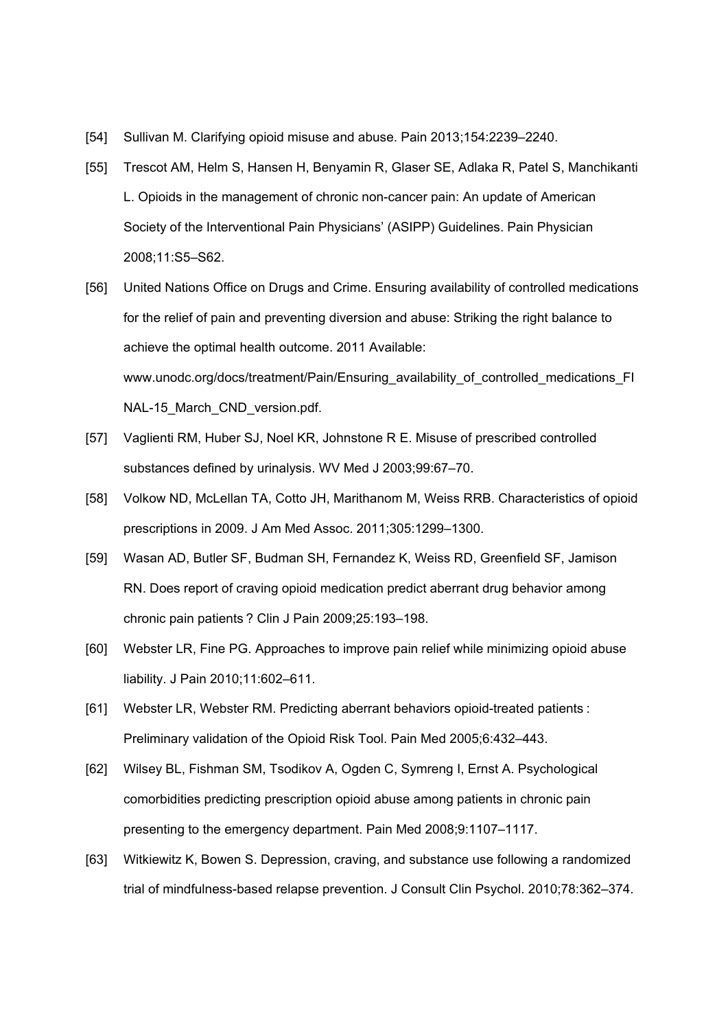[54] Sullivan M. Clarifying opioid misuse and abuse. Pain 2013;154:2239–2240.

[55] Trescot AM, Helm S, Hansen H, Benyamin R, Glaser SE, Adlaka R, Patel S, Manchikanti L. Opioids in the management of chronic non-cancer pain: An update of American Society of the Interventional Pain Physicians' (ASIPP) Guidelines. Pain Physician 2008;11:S5–S62.

[56] United Nations Office on Drugs and Crime. Ensuring availability of controlled medications for the relief of pain and preventing diversion and abuse: Striking the right balance to achieve the optimal health outcome. 2011 Available: www.unodc.org/docs/treatment/Pain/Ensuring_availability_of_controlled_medications_FINAL-15_March_CND_version.pdf.

[57] Vaglienti RM, Huber SJ, Noel KR, Johnstone R E. Misuse of prescribed controlled substances defined by urinalysis. WV Med J 2003;99:67–70.

[58] Volkow ND, McLellan TA, Cotto JH, Marithanom M, Weiss RRB. Characteristics of opioid prescriptions in 2009. J Am Med Assoc. 2011;305:1299–1300.

[59] Wasan AD, Butler SF, Budman SH, Fernandez K, Weiss RD, Greenfield SF, Jamison RN. Does report of craving opioid medication predict aberrant drug behavior among chronic pain patients ? Clin J Pain 2009;25:193–198.

[60] Webster LR, Fine PG. Approaches to improve pain relief while minimizing opioid abuse liability. J Pain 2010;11:602–611.

[61] Webster LR, Webster RM. Predicting aberrant behaviors opioid-treated patients : Preliminary validation of the Opioid Risk Tool. Pain Med 2005;6:432–443.

[62] Wilsey BL, Fishman SM, Tsodikov A, Ogden C, Symreng I, Ernst A. Psychological comorbidities predicting prescription opioid abuse among patients in chronic pain presenting to the emergency department. Pain Med 2008;9:1107–1117.

[63] Witkiewitz K, Bowen S. Depression, craving, and substance use following a randomized trial of mindfulness-based relapse prevention. J Consult Clin Psychol. 2010;78:362–374.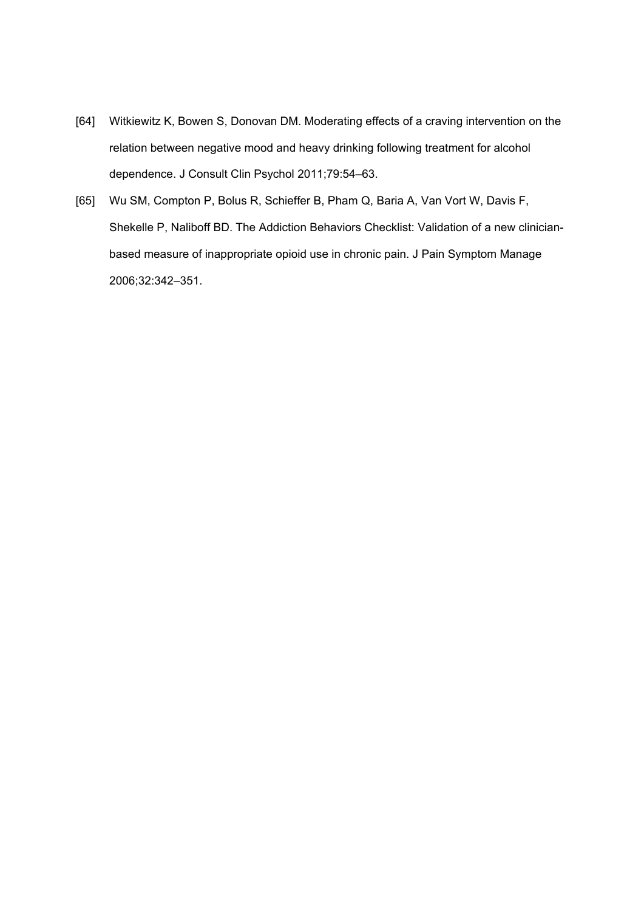[64] Witkiewitz K, Bowen S, Donovan DM. Moderating effects of a craving intervention on the relation between negative mood and heavy drinking following treatment for alcohol dependence. J Consult Clin Psychol 2011;79:54–63.

[65] Wu SM, Compton P, Bolus R, Schieffer B, Pham Q, Baria A, Van Vort W, Davis F, Shekelle P, Naliboff BD. The Addiction Behaviors Checklist: Validation of a new clinician-based measure of inappropriate opioid use in chronic pain. J Pain Symptom Manage 2006;32:342–351.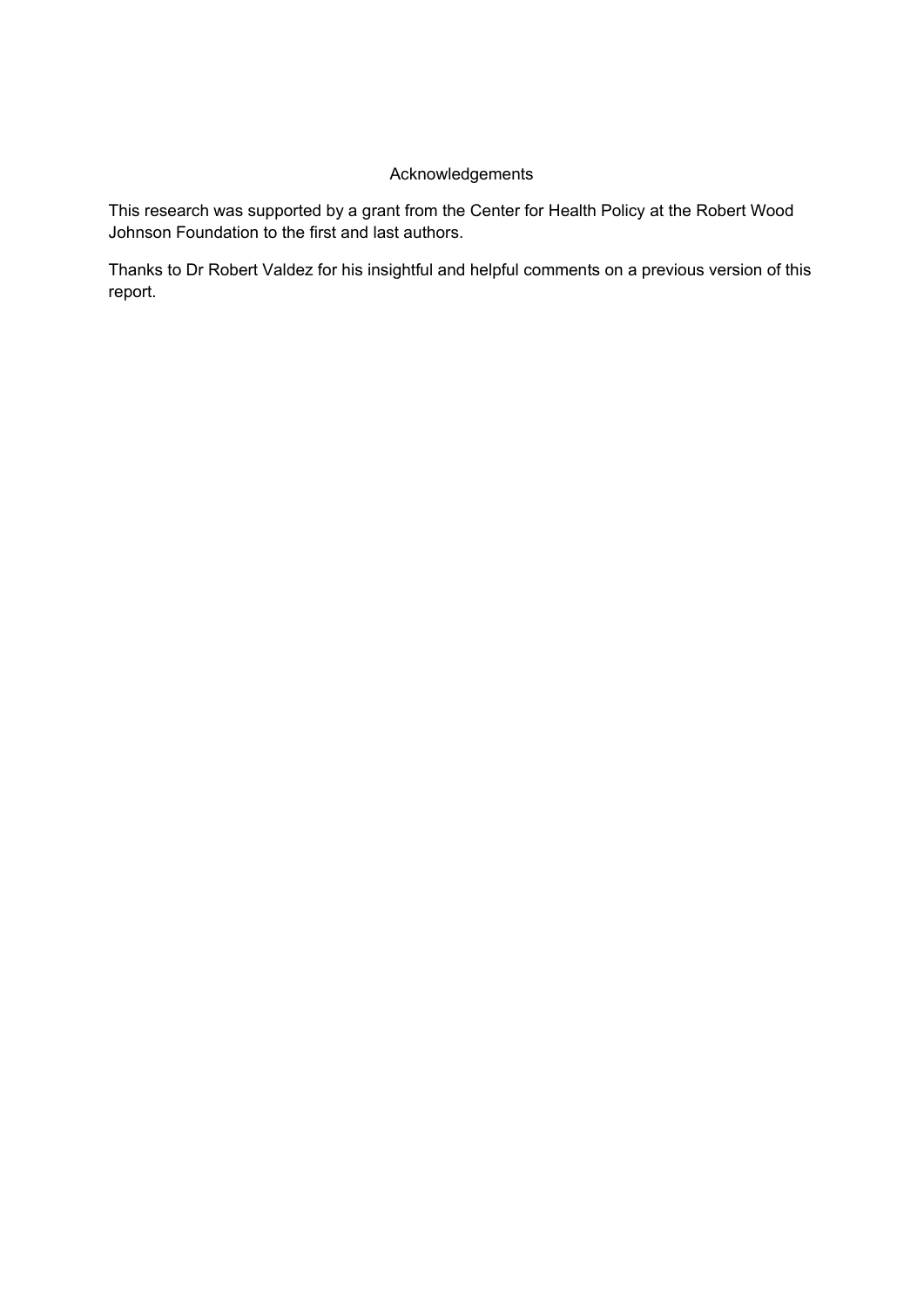## Acknowledgements

This research was supported by a grant from the Center for Health Policy at the Robert Wood Johnson Foundation to the first and last authors.

Thanks to Dr Robert Valdez for his insightful and helpful comments on a previous version of this report.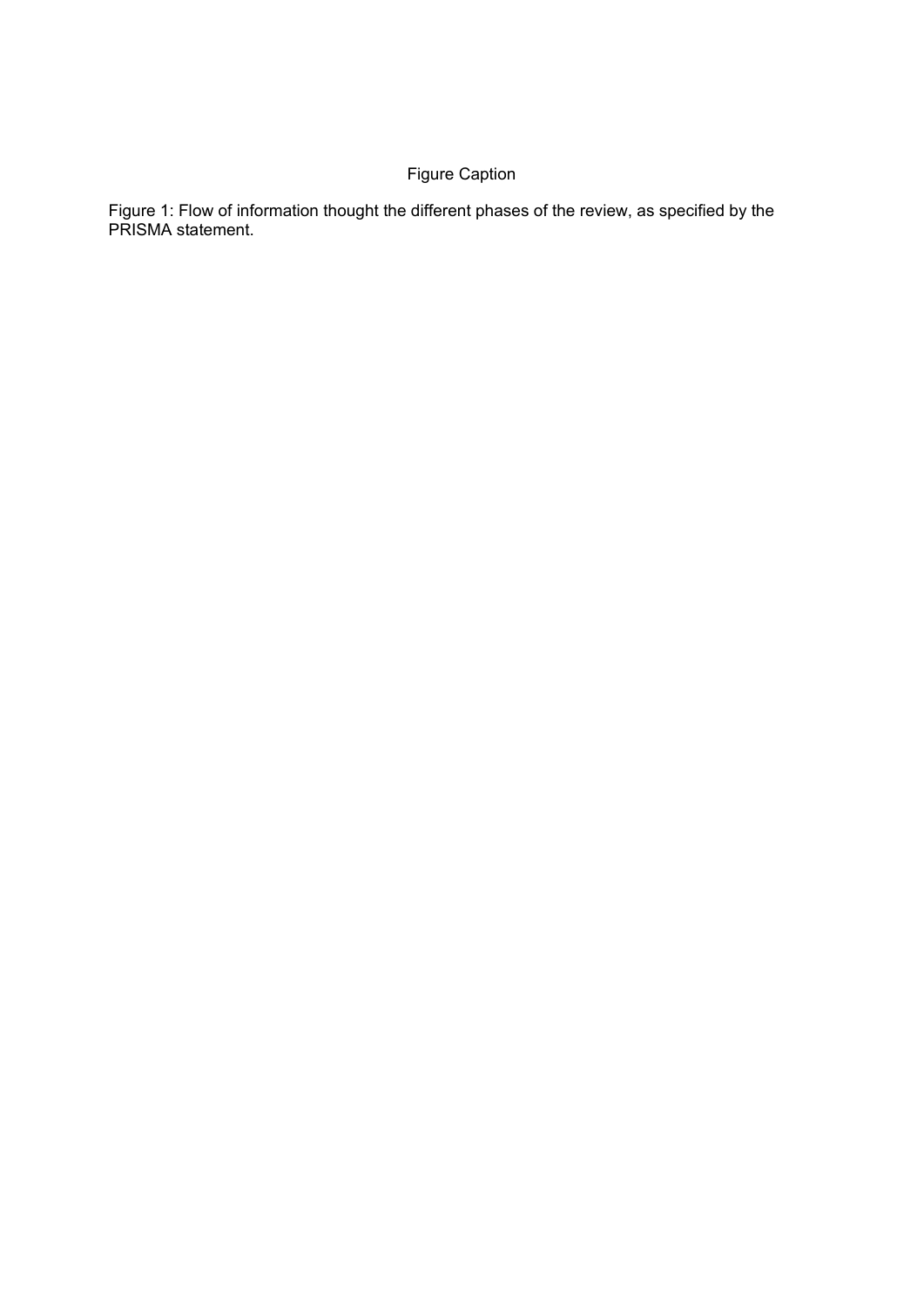# Figure Caption

Figure 1: Flow of information thought the different phases of the review, as specified by the PRISMA statement.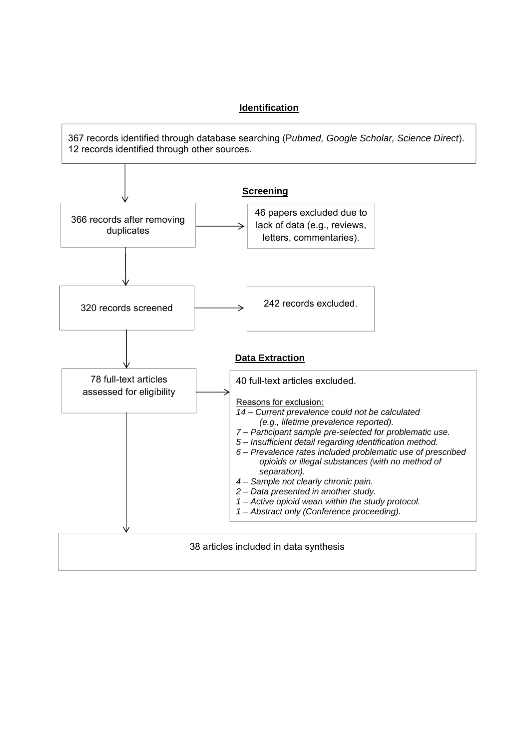**Identification**

367 records identified through database searching (P*ubmed, Google Scholar, Science Direct*).
12 records identified through other sources.

**Screening**

366 records after removing duplicates

46 papers excluded due to lack of data (e.g., reviews, letters, commentaries).

320 records screened

242 records excluded.

**Data Extraction**

78 full-text articles assessed for eligibility

40 full-text articles excluded.

Reasons for exclusion:
*14 – Current prevalence could not be calculated (e.g., lifetime prevalence reported).*
*7 – Participant sample pre-selected for problematic use.*
*5 – Insufficient detail regarding identification method.*
*6 – Prevalence rates included problematic use of prescribed opioids or illegal substances (with no method of separation).*
*4 – Sample not clearly chronic pain.*
*2 – Data presented in another study.*
*1 – Active opioid wean within the study protocol.*
*1 – Abstract only (Conference proceeding).*

38 articles included in data synthesis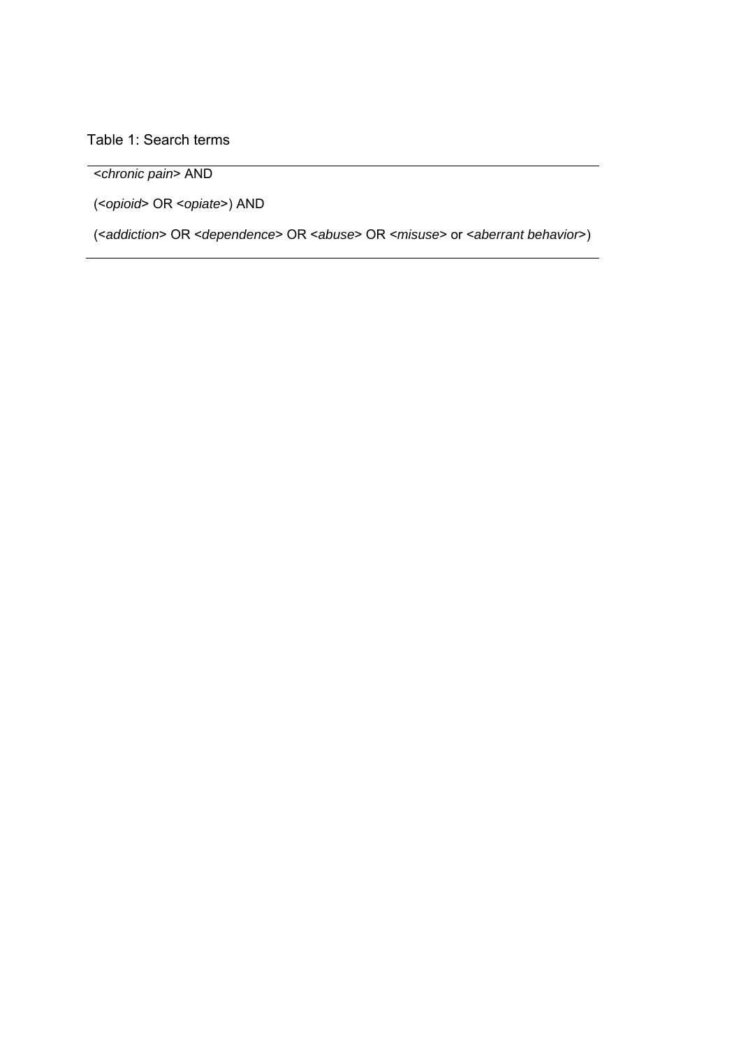Table 1: Search terms

| |
|---|
| <*chronic pain*> AND |
| (<*opioid*> OR <*opiate*>) AND |
| (<*addiction*> OR <*dependence*> OR <*abuse*> OR <*misuse*> or <*aberrant behavior*>) |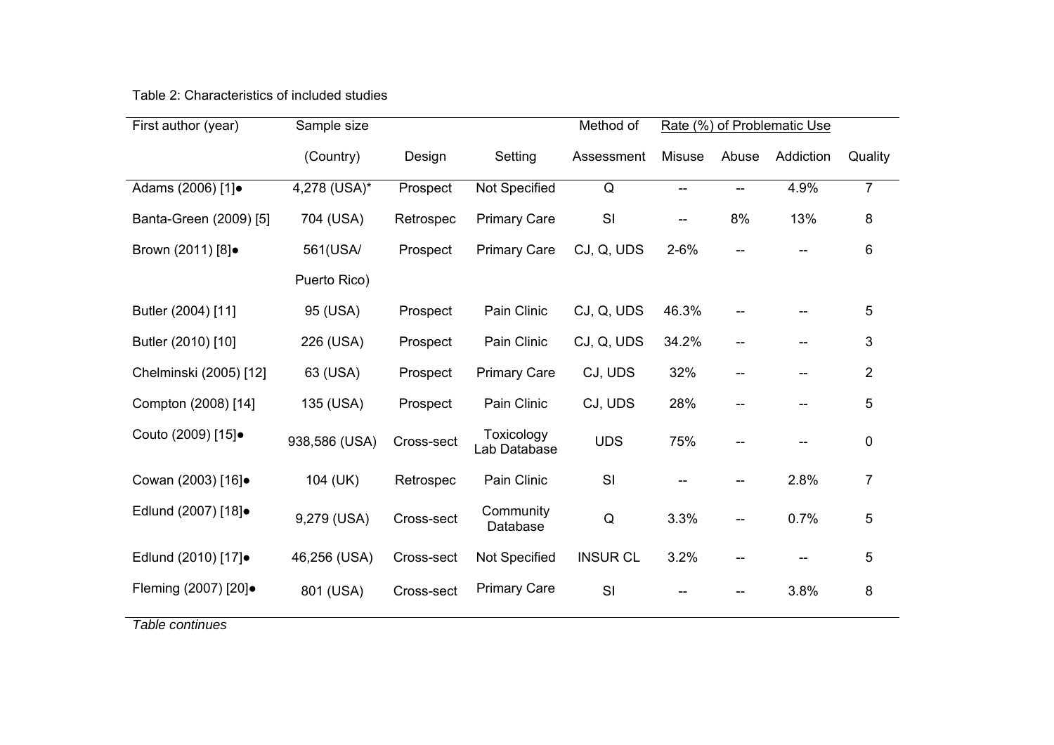Table 2: Characteristics of included studies

| First author (year) | Sample size (Country) | Design | Setting | Method of Assessment | Rate (%) of Problematic Use | | | Quality |
|---|---|---|---|---|---|---|---|---|
| | | | | | Misuse | Abuse | Addiction | |
| Adams (2006) [1]● | 4,278 (USA)* | Prospect | Not Specified | Q | -- | -- | 4.9% | 7 |
| Banta-Green (2009) [5] | 704 (USA) | Retrospec | Primary Care | SI | -- | 8% | 13% | 8 |
| Brown (2011) [8]● | 561(USA/ Puerto Rico) | Prospect | Primary Care | CJ, Q, UDS | 2-6% | -- | -- | 6 |
| Butler (2004) [11] | 95 (USA) | Prospect | Pain Clinic | CJ, Q, UDS | 46.3% | -- | -- | 5 |
| Butler (2010) [10] | 226 (USA) | Prospect | Pain Clinic | CJ, Q, UDS | 34.2% | -- | -- | 3 |
| Chelminski (2005) [12] | 63 (USA) | Prospect | Primary Care | CJ, UDS | 32% | -- | -- | 2 |
| Compton (2008) [14] | 135 (USA) | Prospect | Pain Clinic | CJ, UDS | 28% | -- | -- | 5 |
| Couto (2009) [15]● | 938,586 (USA) | Cross-sect | Toxicology Lab Database | UDS | 75% | -- | -- | 0 |
| Cowan (2003) [16]● | 104 (UK) | Retrospec | Pain Clinic | SI | -- | -- | 2.8% | 7 |
| Edlund (2007) [18]● | 9,279 (USA) | Cross-sect | Community Database | Q | 3.3% | -- | 0.7% | 5 |
| Edlund (2010) [17]● | 46,256 (USA) | Cross-sect | Not Specified | INSUR CL | 3.2% | -- | -- | 5 |
| Fleming (2007) [20]● | 801 (USA) | Cross-sect | Primary Care | SI | -- | -- | 3.8% | 8 |

*Table continues*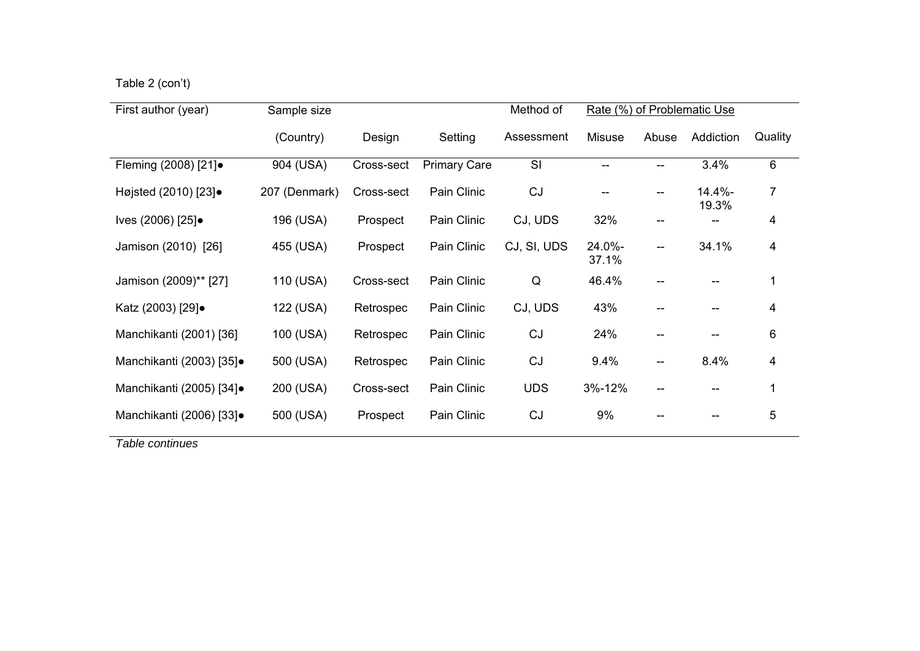Table 2 (con't)

| First author (year) | Sample size (Country) | Design | Setting | Method of Assessment | Rate (%) of Problematic Use Misuse | Abuse | Addiction | Quality |
|---|---|---|---|---|---|---|---|---|
| Fleming (2008) [21]● | 904 (USA) | Cross-sect | Primary Care | SI | -- | -- | 3.4% | 6 |
| Højsted (2010) [23]● | 207 (Denmark) | Cross-sect | Pain Clinic | CJ | -- | -- | 14.4%-19.3% | 7 |
| Ives (2006) [25]● | 196 (USA) | Prospect | Pain Clinic | CJ, UDS | 32% | -- | -- | 4 |
| Jamison (2010) [26] | 455 (USA) | Prospect | Pain Clinic | CJ, SI, UDS | 24.0%-37.1% | -- | 34.1% | 4 |
| Jamison (2009)** [27] | 110 (USA) | Cross-sect | Pain Clinic | Q | 46.4% | -- | -- | 1 |
| Katz (2003) [29]● | 122 (USA) | Retrospec | Pain Clinic | CJ, UDS | 43% | -- | -- | 4 |
| Manchikanti (2001) [36] | 100 (USA) | Retrospec | Pain Clinic | CJ | 24% | -- | -- | 6 |
| Manchikanti (2003) [35]● | 500 (USA) | Retrospec | Pain Clinic | CJ | 9.4% | -- | 8.4% | 4 |
| Manchikanti (2005) [34]● | 200 (USA) | Cross-sect | Pain Clinic | UDS | 3%-12% | -- | -- | 1 |
| Manchikanti (2006) [33]● | 500 (USA) | Prospect | Pain Clinic | CJ | 9% | -- | -- | 5 |

*Table continues*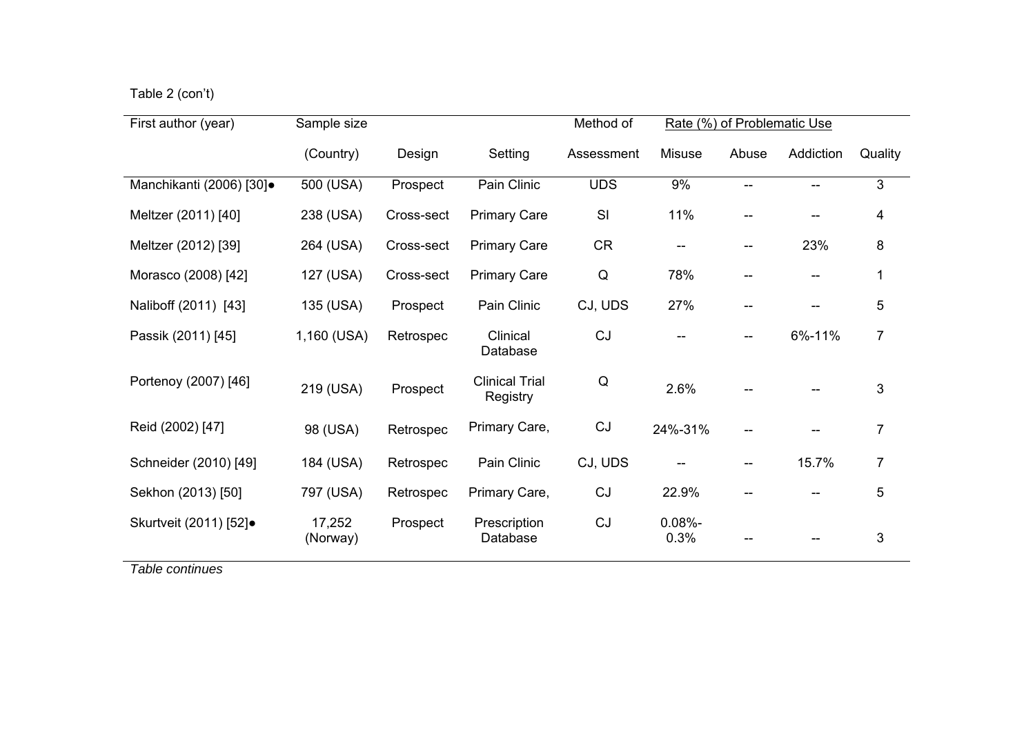Table 2 (con't)

| First author (year) | Sample size (Country) | Design | Setting | Method of Assessment | Rate (%) of Problematic Use Misuse | Abuse | Addiction | Quality |
|---|---|---|---|---|---|---|---|---|
| Manchikanti (2006) [30]● | 500 (USA) | Prospect | Pain Clinic | UDS | 9% | -- | -- | 3 |
| Meltzer (2011) [40] | 238 (USA) | Cross-sect | Primary Care | SI | 11% | -- | -- | 4 |
| Meltzer (2012) [39] | 264 (USA) | Cross-sect | Primary Care | CR | -- | -- | 23% | 8 |
| Morasco (2008) [42] | 127 (USA) | Cross-sect | Primary Care | Q | 78% | -- | -- | 1 |
| Naliboff (2011) [43] | 135 (USA) | Prospect | Pain Clinic | CJ, UDS | 27% | -- | -- | 5 |
| Passik (2011) [45] | 1,160 (USA) | Retrospec | Clinical Database | CJ | -- | -- | 6%-11% | 7 |
| Portenoy (2007) [46] | 219 (USA) | Prospect | Clinical Trial Registry | Q | 2.6% | -- | -- | 3 |
| Reid (2002) [47] | 98 (USA) | Retrospec | Primary Care, | CJ | 24%-31% | -- | -- | 7 |
| Schneider (2010) [49] | 184 (USA) | Retrospec | Pain Clinic | CJ, UDS | -- | -- | 15.7% | 7 |
| Sekhon (2013) [50] | 797 (USA) | Retrospec | Primary Care, | CJ | 22.9% | -- | -- | 5 |
| Skurtveit (2011) [52]● | 17,252 (Norway) | Prospect | Prescription Database | CJ | 0.08%-0.3% | -- | -- | 3 |

*Table continues*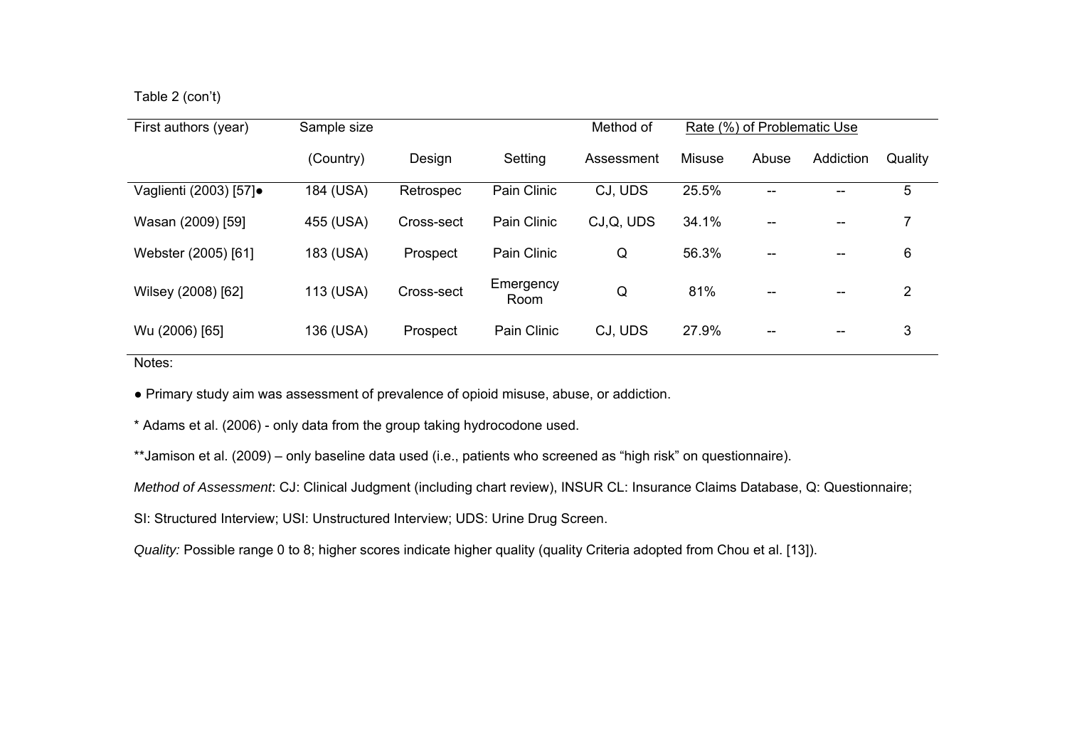Table 2 (con't)

| First authors (year) | Sample size (Country) | Design | Setting | Method of Assessment | Rate (%) of Problematic Use Misuse | Abuse | Addiction | Quality |
|---|---|---|---|---|---|---|---|---|
| Vaglienti (2003) [57]● | 184 (USA) | Retrospec | Pain Clinic | CJ, UDS | 25.5% | -- | -- | 5 |
| Wasan (2009) [59] | 455 (USA) | Cross-sect | Pain Clinic | CJ,Q, UDS | 34.1% | -- | -- | 7 |
| Webster (2005) [61] | 183 (USA) | Prospect | Pain Clinic | Q | 56.3% | -- | -- | 6 |
| Wilsey (2008) [62] | 113 (USA) | Cross-sect | Emergency Room | Q | 81% | -- | -- | 2 |
| Wu (2006) [65] | 136 (USA) | Prospect | Pain Clinic | CJ, UDS | 27.9% | -- | -- | 3 |

Notes:

● Primary study aim was assessment of prevalence of opioid misuse, abuse, or addiction.

* Adams et al. (2006) - only data from the group taking hydrocodone used.

**Jamison et al. (2009) – only baseline data used (i.e., patients who screened as "high risk" on questionnaire).

*Method of Assessment*: CJ: Clinical Judgment (including chart review), INSUR CL: Insurance Claims Database, Q: Questionnaire; SI: Structured Interview; USI: Unstructured Interview; UDS: Urine Drug Screen.

*Quality:* Possible range 0 to 8; higher scores indicate higher quality (quality Criteria adopted from Chou et al. [13]).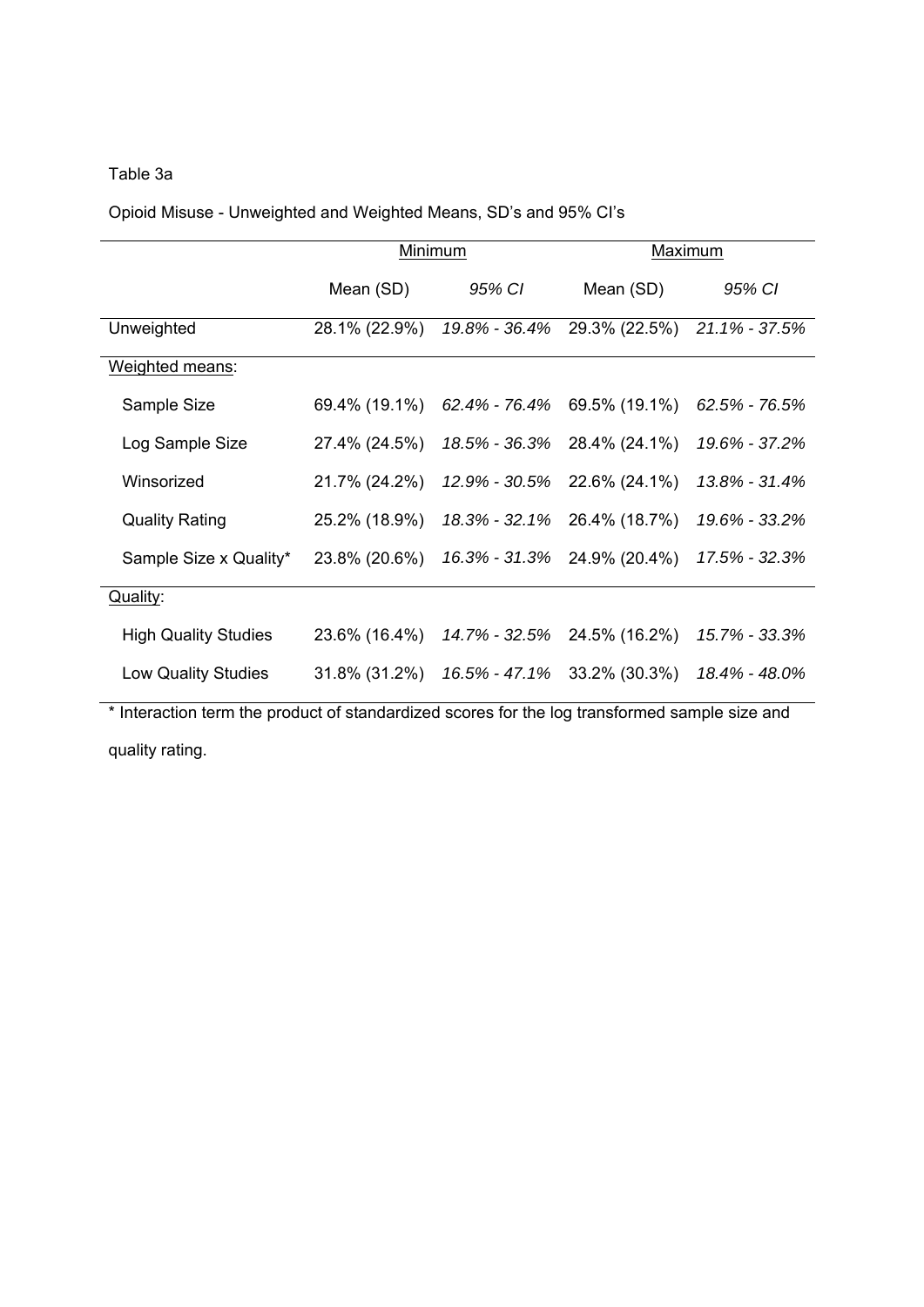Table 3a

Opioid Misuse - Unweighted and Weighted Means, SD's and 95% CI's

| | Minimum | | Maximum | |
|---|---|---|---|---|
| | Mean (SD) | *95% CI* | Mean (SD) | *95% CI* |
| Unweighted | 28.1% (22.9%) | *19.8% - 36.4%* | 29.3% (22.5%) | *21.1% - 37.5%* |
| Weighted means: | | | | |
| Sample Size | 69.4% (19.1%) | *62.4% - 76.4%* | 69.5% (19.1%) | *62.5% - 76.5%* |
| Log Sample Size | 27.4% (24.5%) | *18.5% - 36.3%* | 28.4% (24.1%) | *19.6% - 37.2%* |
| Winsorized | 21.7% (24.2%) | *12.9% - 30.5%* | 22.6% (24.1%) | *13.8% - 31.4%* |
| Quality Rating | 25.2% (18.9%) | *18.3% - 32.1%* | 26.4% (18.7%) | *19.6% - 33.2%* |
| Sample Size x Quality* | 23.8% (20.6%) | *16.3% - 31.3%* | 24.9% (20.4%) | *17.5% - 32.3%* |
| Quality: | | | | |
| High Quality Studies | 23.6% (16.4%) | *14.7% - 32.5%* | 24.5% (16.2%) | *15.7% - 33.3%* |
| Low Quality Studies | 31.8% (31.2%) | *16.5% - 47.1%* | 33.2% (30.3%) | *18.4% - 48.0%* |

* Interaction term the product of standardized scores for the log transformed sample size and quality rating.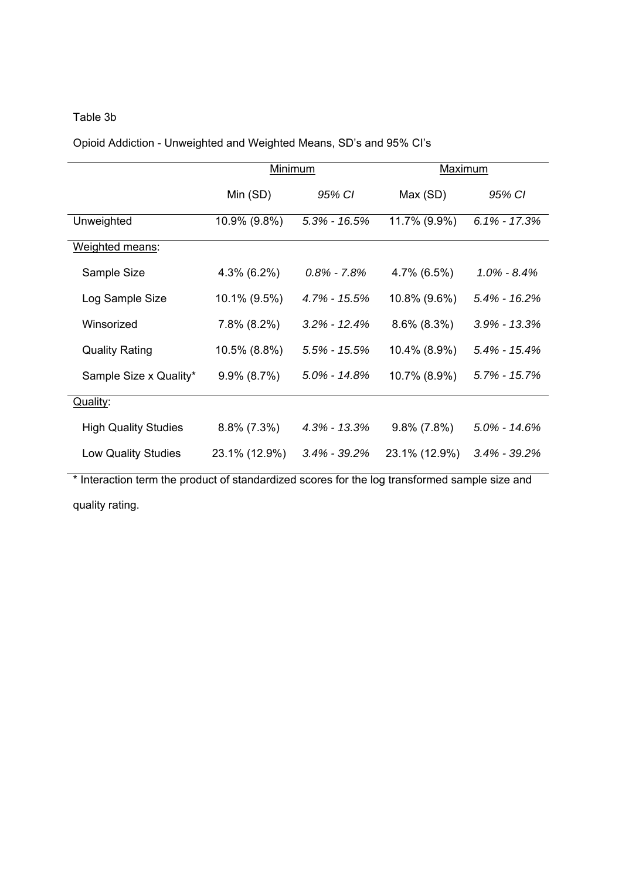Table 3b

Opioid Addiction - Unweighted and Weighted Means, SD's and 95% CI's

| | Minimum | | Maximum | |
|---|---|---|---|---|
| | Min (SD) | *95% CI* | Max (SD) | *95% CI* |
| Unweighted | 10.9% (9.8%) | *5.3% - 16.5%* | 11.7% (9.9%) | *6.1% - 17.3%* |
| Weighted means: | | | | |
| Sample Size | 4.3% (6.2%) | *0.8% - 7.8%* | 4.7% (6.5%) | *1.0% - 8.4%* |
| Log Sample Size | 10.1% (9.5%) | *4.7% - 15.5%* | 10.8% (9.6%) | *5.4% - 16.2%* |
| Winsorized | 7.8% (8.2%) | *3.2% - 12.4%* | 8.6% (8.3%) | *3.9% - 13.3%* |
| Quality Rating | 10.5% (8.8%) | *5.5% - 15.5%* | 10.4% (8.9%) | *5.4% - 15.4%* |
| Sample Size x Quality* | 9.9% (8.7%) | *5.0% - 14.8%* | 10.7% (8.9%) | *5.7% - 15.7%* |
| Quality: | | | | |
| High Quality Studies | 8.8% (7.3%) | *4.3% - 13.3%* | 9.8% (7.8%) | *5.0% - 14.6%* |
| Low Quality Studies | 23.1% (12.9%) | *3.4% - 39.2%* | 23.1% (12.9%) | *3.4% - 39.2%* |

* Interaction term the product of standardized scores for the log transformed sample size and quality rating.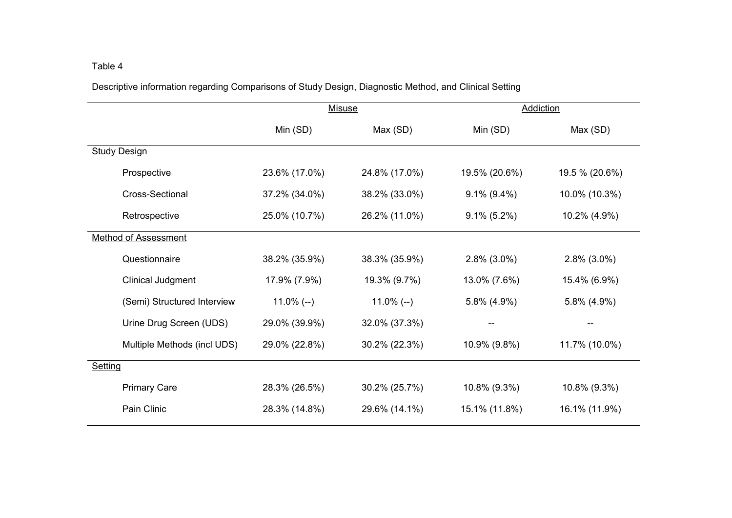Table 4

Descriptive information regarding Comparisons of Study Design, Diagnostic Method, and Clinical Setting

| | Misuse | | Addiction | |
|---|---|---|---|---|
| | Min (SD) | Max (SD) | Min (SD) | Max (SD) |
| Study Design | | | | |
| Prospective | 23.6% (17.0%) | 24.8% (17.0%) | 19.5% (20.6%) | 19.5 % (20.6%) |
| Cross-Sectional | 37.2% (34.0%) | 38.2% (33.0%) | 9.1% (9.4%) | 10.0% (10.3%) |
| Retrospective | 25.0% (10.7%) | 26.2% (11.0%) | 9.1% (5.2%) | 10.2% (4.9%) |
| Method of Assessment | | | | |
| Questionnaire | 38.2% (35.9%) | 38.3% (35.9%) | 2.8% (3.0%) | 2.8% (3.0%) |
| Clinical Judgment | 17.9% (7.9%) | 19.3% (9.7%) | 13.0% (7.6%) | 15.4% (6.9%) |
| (Semi) Structured Interview | 11.0% (--) | 11.0% (--) | 5.8% (4.9%) | 5.8% (4.9%) |
| Urine Drug Screen (UDS) | 29.0% (39.9%) | 32.0% (37.3%) | -- | -- |
| Multiple Methods (incl UDS) | 29.0% (22.8%) | 30.2% (22.3%) | 10.9% (9.8%) | 11.7% (10.0%) |
| Setting | | | | |
| Primary Care | 28.3% (26.5%) | 30.2% (25.7%) | 10.8% (9.3%) | 10.8% (9.3%) |
| Pain Clinic | 28.3% (14.8%) | 29.6% (14.1%) | 15.1% (11.8%) | 16.1% (11.9%) |